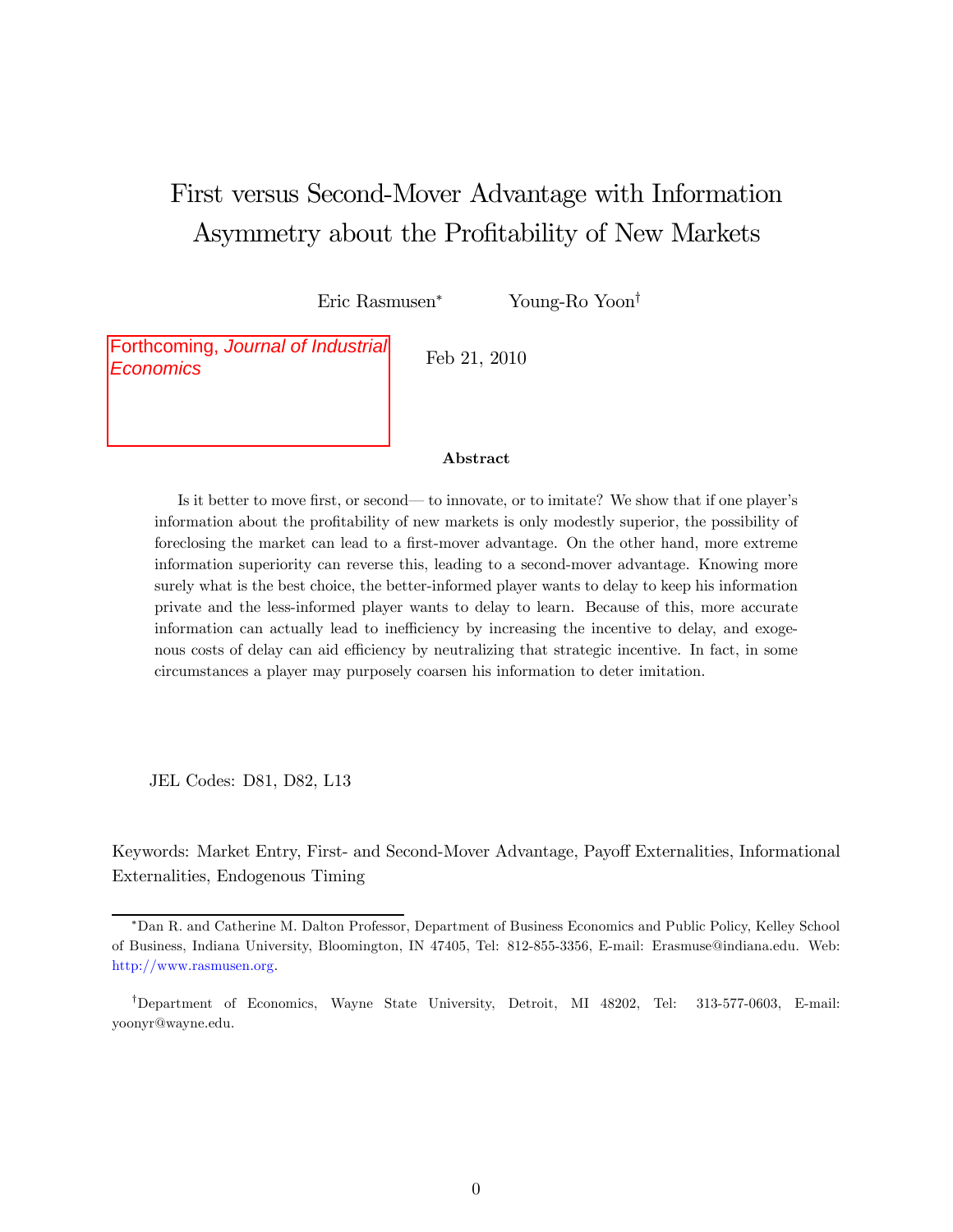# First versus Second-Mover Advantage with Information Asymmetry about the Profitability of New Markets

Eric Rasmusen* Young-Ro Yoon†

Forthcoming, *Journal of Industrial Economics*

Feb 21, 2010

**Abstract**

Is it better to move first, or second— to innovate, or to imitate? We show that if one player's information about the profitability of new markets is only modestly superior, the possibility of foreclosing the market can lead to a first-mover advantage. On the other hand, more extreme information superiority can reverse this, leading to a second-mover advantage. Knowing more surely what is the best choice, the better-informed player wants to delay to keep his information private and the less-informed player wants to delay to learn. Because of this, more accurate information can actually lead to inefficiency by increasing the incentive to delay, and exogenous costs of delay can aid efficiency by neutralizing that strategic incentive. In fact, in some circumstances a player may purposely coarsen his information to deter imitation.

JEL Codes: D81, D82, L13

Keywords: Market Entry, First- and Second-Mover Advantage, Payoff Externalities, Informational Externalities, Endogenous Timing

---

*Dan R. and Catherine M. Dalton Professor, Department of Business Economics and Public Policy, Kelley School of Business, Indiana University, Bloomington, IN 47405, Tel: 812-855-3356, E-mail: Erasmuse@indiana.edu. Web: http://www.rasmusen.org.

†Department of Economics, Wayne State University, Detroit, MI 48202, Tel: 313-577-0603, E-mail: yoonyr@wayne.edu.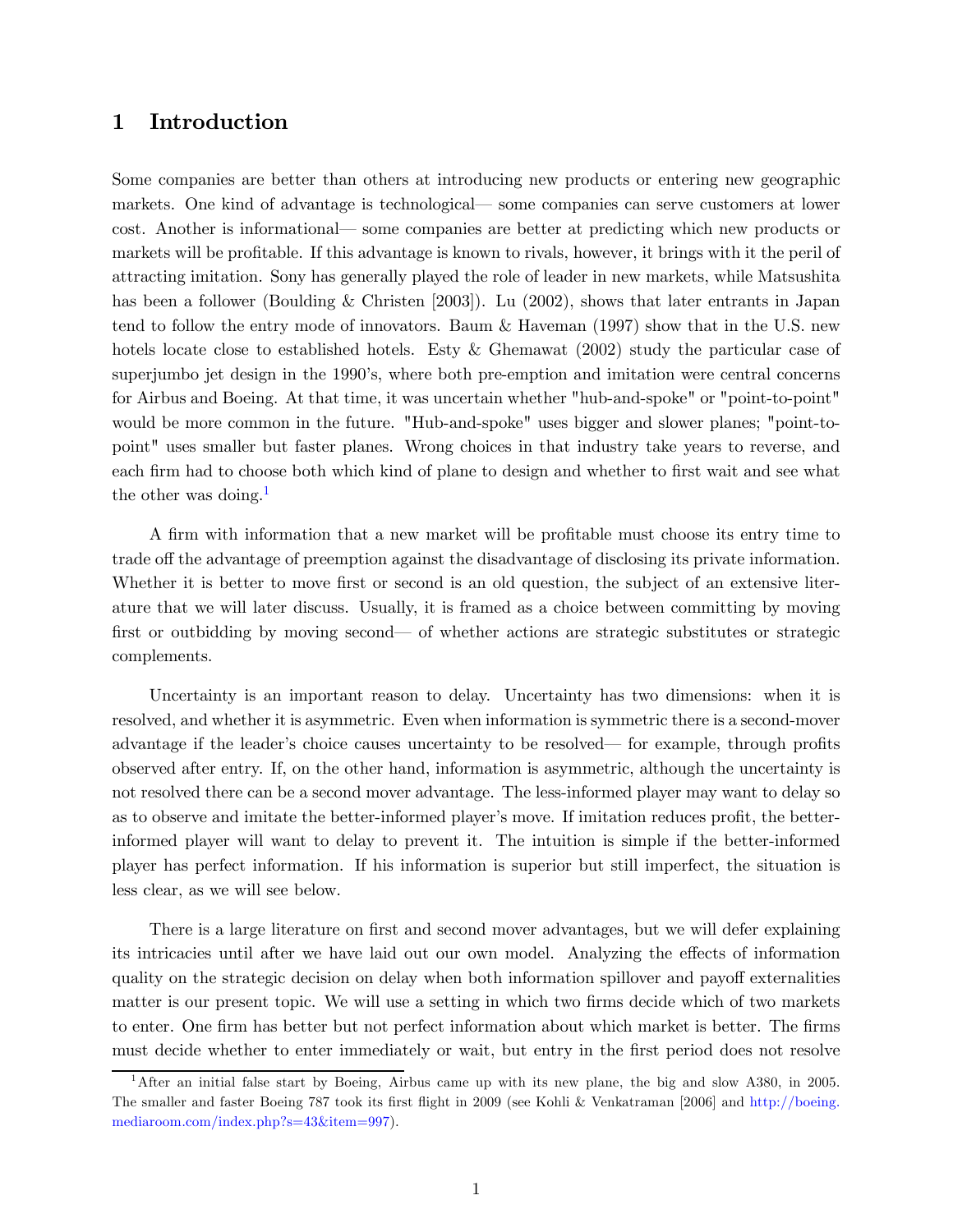# 1 Introduction

Some companies are better than others at introducing new products or entering new geographic markets. One kind of advantage is technological— some companies can serve customers at lower cost. Another is informational— some companies are better at predicting which new products or markets will be profitable. If this advantage is known to rivals, however, it brings with it the peril of attracting imitation. Sony has generally played the role of leader in new markets, while Matsushita has been a follower (Boulding & Christen [2003]). Lu (2002), shows that later entrants in Japan tend to follow the entry mode of innovators. Baum & Haveman (1997) show that in the U.S. new hotels locate close to established hotels. Esty & Ghemawat (2002) study the particular case of superjumbo jet design in the 1990's, where both pre-emption and imitation were central concerns for Airbus and Boeing. At that time, it was uncertain whether "hub-and-spoke" or "point-to-point" would be more common in the future. "Hub-and-spoke" uses bigger and slower planes; "point-to-point" uses smaller but faster planes. Wrong choices in that industry take years to reverse, and each firm had to choose both which kind of plane to design and whether to first wait and see what the other was doing.[1]

A firm with information that a new market will be profitable must choose its entry time to trade off the advantage of preemption against the disadvantage of disclosing its private information. Whether it is better to move first or second is an old question, the subject of an extensive literature that we will later discuss. Usually, it is framed as a choice between committing by moving first or outbidding by moving second— of whether actions are strategic substitutes or strategic complements.

Uncertainty is an important reason to delay. Uncertainty has two dimensions: when it is resolved, and whether it is asymmetric. Even when information is symmetric there is a second-mover advantage if the leader's choice causes uncertainty to be resolved— for example, through profits observed after entry. If, on the other hand, information is asymmetric, although the uncertainty is not resolved there can be a second mover advantage. The less-informed player may want to delay so as to observe and imitate the better-informed player's move. If imitation reduces profit, the better-informed player will want to delay to prevent it. The intuition is simple if the better-informed player has perfect information. If his information is superior but still imperfect, the situation is less clear, as we will see below.

There is a large literature on first and second mover advantages, but we will defer explaining its intricacies until after we have laid out our own model. Analyzing the effects of information quality on the strategic decision on delay when both information spillover and payoff externalities matter is our present topic. We will use a setting in which two firms decide which of two markets to enter. One firm has better but not perfect information about which market is better. The firms must decide whether to enter immediately or wait, but entry in the first period does not resolve

[1] After an initial false start by Boeing, Airbus came up with its new plane, the big and slow A380, in 2005. The smaller and faster Boeing 787 took its first flight in 2009 (see Kohli & Venkatraman [2006] and http://boeing.mediaroom.com/index.php?s=43&item=997).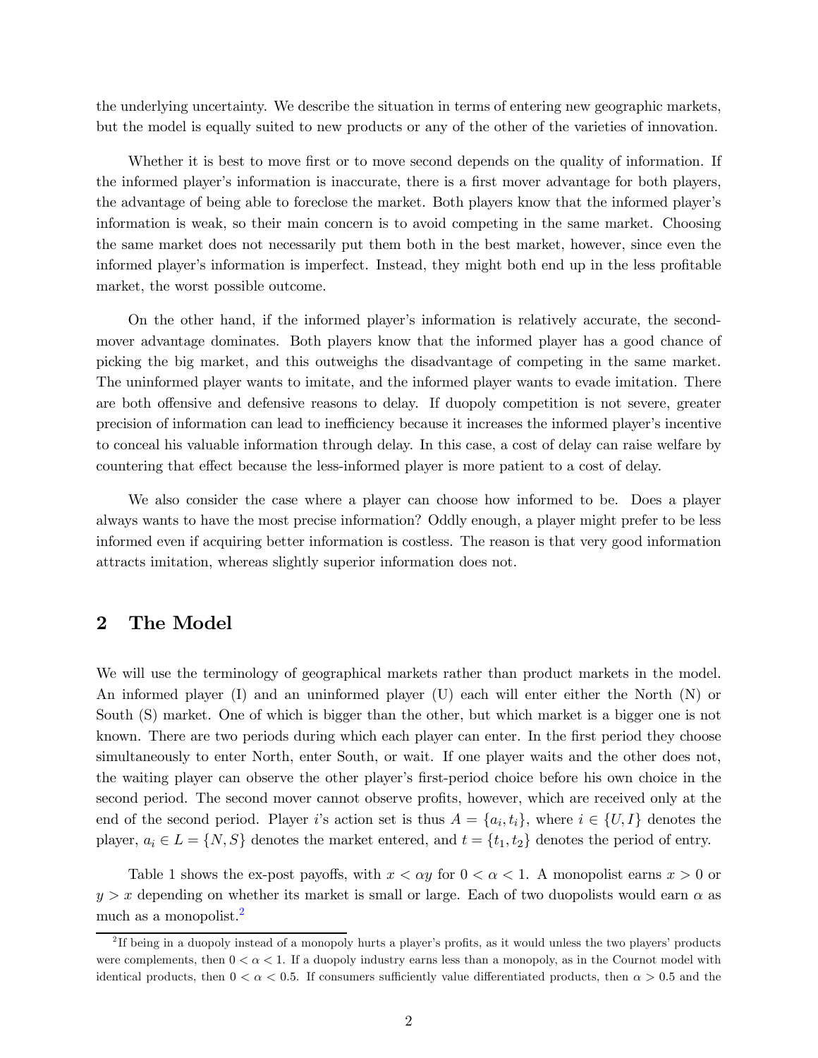the underlying uncertainty. We describe the situation in terms of entering new geographic markets, but the model is equally suited to new products or any of the other of the varieties of innovation.

Whether it is best to move first or to move second depends on the quality of information. If the informed player's information is inaccurate, there is a first mover advantage for both players, the advantage of being able to foreclose the market. Both players know that the informed player's information is weak, so their main concern is to avoid competing in the same market. Choosing the same market does not necessarily put them both in the best market, however, since even the informed player's information is imperfect. Instead, they might both end up in the less profitable market, the worst possible outcome.

On the other hand, if the informed player's information is relatively accurate, the second-mover advantage dominates. Both players know that the informed player has a good chance of picking the big market, and this outweighs the disadvantage of competing in the same market. The uninformed player wants to imitate, and the informed player wants to evade imitation. There are both offensive and defensive reasons to delay. If duopoly competition is not severe, greater precision of information can lead to inefficiency because it increases the informed player's incentive to conceal his valuable information through delay. In this case, a cost of delay can raise welfare by countering that effect because the less-informed player is more patient to a cost of delay.

We also consider the case where a player can choose how informed to be. Does a player always wants to have the most precise information? Oddly enough, a player might prefer to be less informed even if acquiring better information is costless. The reason is that very good information attracts imitation, whereas slightly superior information does not.

## 2 The Model

We will use the terminology of geographical markets rather than product markets in the model. An informed player (I) and an uninformed player (U) each will enter either the North (N) or South (S) market. One of which is bigger than the other, but which market is a bigger one is not known. There are two periods during which each player can enter. In the first period they choose simultaneously to enter North, enter South, or wait. If one player waits and the other does not, the waiting player can observe the other player's first-period choice before his own choice in the second period. The second mover cannot observe profits, however, which are received only at the end of the second period. Player $i$'s action set is thus $A = \{a_i, t_i\}$, where $i \in \{U, I\}$ denotes the player, $a_i \in L = \{N, S\}$ denotes the market entered, and $t = \{t_1, t_2\}$ denotes the period of entry.

Table 1 shows the ex-post payoffs, with $x < \alpha y$ for $0 < \alpha < 1$. A monopolist earns $x > 0$ or $y > x$ depending on whether its market is small or large. Each of two duopolists would earn $\alpha$ as much as a monopolist.[2]

[2] If being in a duopoly instead of a monopoly hurts a player's profits, as it would unless the two players' products were complements, then $0 < \alpha < 1$. If a duopoly industry earns less than a monopoly, as in the Cournot model with identical products, then $0 < \alpha < 0.5$. If consumers sufficiently value differentiated products, then $\alpha > 0.5$ and the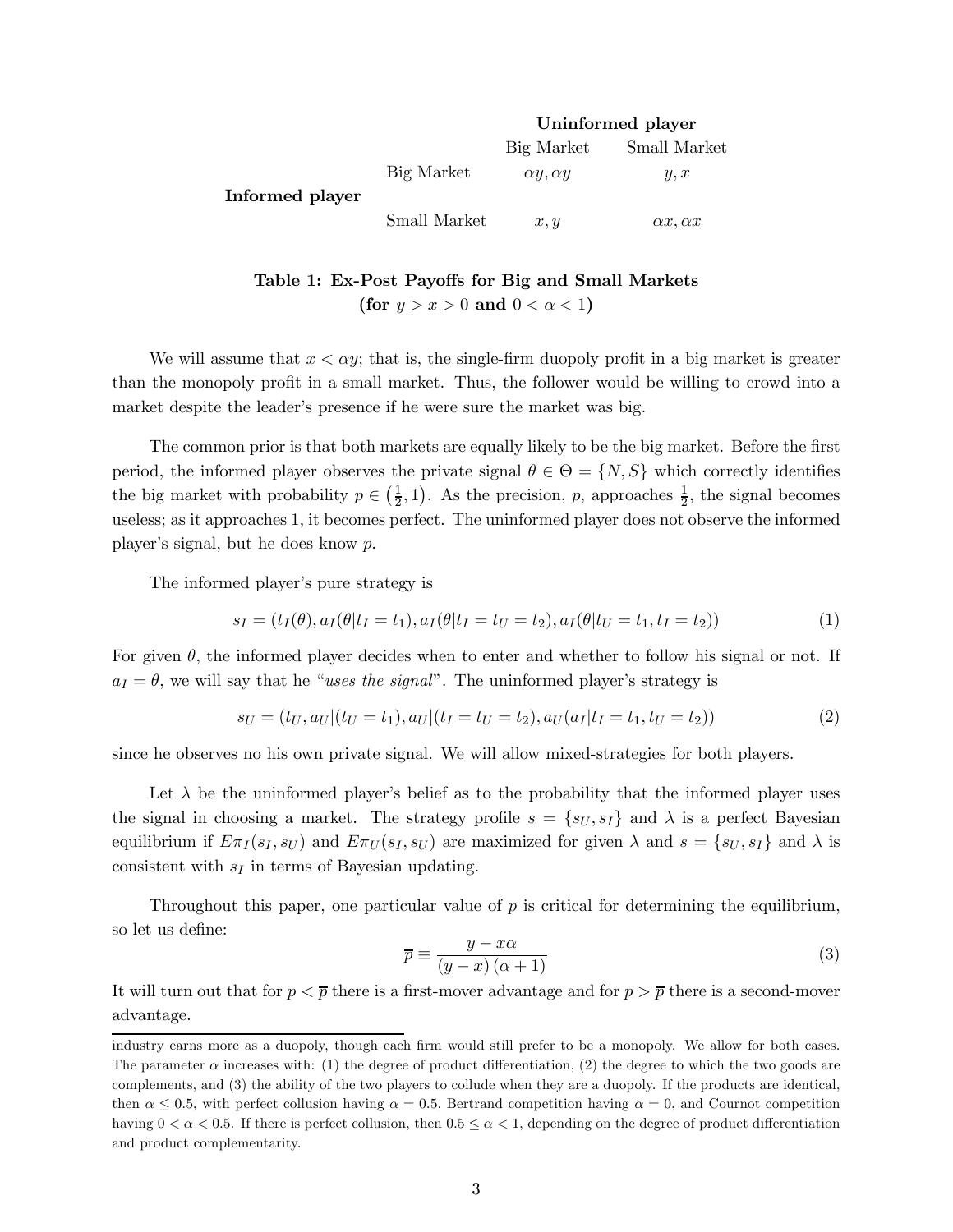| | | Uninformed player | |
|---|---|---|---|
| | | Big Market | Small Market |
| Informed player | Big Market | $\alpha y, \alpha y$ | $y, x$ |
| | Small Market | $x, y$ | $\alpha x, \alpha x$ |

**Table 1: Ex-Post Payoffs for Big and Small Markets (for $y > x > 0$ and $0 < \alpha < 1$)**

We will assume that $x < \alpha y$; that is, the single-firm duopoly profit in a big market is greater than the monopoly profit in a small market. Thus, the follower would be willing to crowd into a market despite the leader's presence if he were sure the market was big.

The common prior is that both markets are equally likely to be the big market. Before the first period, the informed player observes the private signal $\theta \in \Theta = \{N, S\}$ which correctly identifies the big market with probability $p \in \left(\frac{1}{2}, 1\right)$. As the precision, $p$, approaches $\frac{1}{2}$, the signal becomes useless; as it approaches 1, it becomes perfect. The uninformed player does not observe the informed player's signal, but he does know $p$.

The informed player's pure strategy is

$$s_I = (t_I(\theta), a_I(\theta | t_I = t_1), a_I(\theta | t_I = t_U = t_2), a_I(\theta | t_U = t_1, t_I = t_2)) \tag{1}$$

For given $\theta$, the informed player decides when to enter and whether to follow his signal or not. If $a_I = \theta$, we will say that he "*uses the signal*". The uninformed player's strategy is

$$s_U = (t_U, a_U | (t_U = t_1), a_U | (t_I = t_U = t_2), a_U(a_I | t_I = t_1, t_U = t_2)) \tag{2}$$

since he observes no his own private signal. We will allow mixed-strategies for both players.

Let $\lambda$ be the uninformed player's belief as to the probability that the informed player uses the signal in choosing a market. The strategy profile $s = \{s_U, s_I\}$ and $\lambda$ is a perfect Bayesian equilibrium if $E\pi_I(s_I, s_U)$ and $E\pi_U(s_I, s_U)$ are maximized for given $\lambda$ and $s = \{s_U, s_I\}$ and $\lambda$ is consistent with $s_I$ in terms of Bayesian updating.

Throughout this paper, one particular value of $p$ is critical for determining the equilibrium, so let us define:

$$\overline{p} \equiv \frac{y - x\alpha}{(y - x)(\alpha + 1)} \tag{3}$$

It will turn out that for $p < \overline{p}$ there is a first-mover advantage and for $p > \overline{p}$ there is a second-mover advantage.

industry earns more as a duopoly, though each firm would still prefer to be a monopoly. We allow for both cases. The parameter $\alpha$ increases with: (1) the degree of product differentiation, (2) the degree to which the two goods are complements, and (3) the ability of the two players to collude when they are a duopoly. If the products are identical, then $\alpha \leq 0.5$, with perfect collusion having $\alpha = 0.5$, Bertrand competition having $\alpha = 0$, and Cournot competition having $0 < \alpha < 0.5$. If there is perfect collusion, then $0.5 \leq \alpha < 1$, depending on the degree of product differentiation and product complementarity.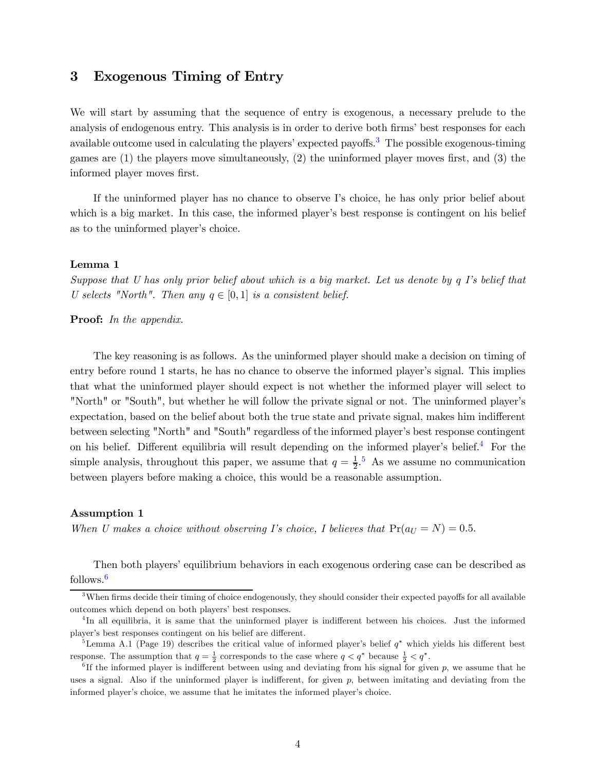## 3 Exogenous Timing of Entry

We will start by assuming that the sequence of entry is exogenous, a necessary prelude to the analysis of endogenous entry. This analysis is in order to derive both firms' best responses for each available outcome used in calculating the players' expected payoffs.[3] The possible exogenous-timing games are (1) the players move simultaneously, (2) the uninformed player moves first, and (3) the informed player moves first.

If the uninformed player has no chance to observe I's choice, he has only prior belief about which is a big market. In this case, the informed player's best response is contingent on his belief as to the uninformed player's choice.

**Lemma 1**

*Suppose that U has only prior belief about which is a big market. Let us denote by $q$ I's belief that U selects "North". Then any $q \in [0, 1]$ is a consistent belief.*

**Proof:** *In the appendix.*

The key reasoning is as follows. As the uninformed player should make a decision on timing of entry before round 1 starts, he has no chance to observe the informed player's signal. This implies that what the uninformed player should expect is not whether the informed player will select to "North" or "South", but whether he will follow the private signal or not. The uninformed player's expectation, based on the belief about both the true state and private signal, makes him indifferent between selecting "North" and "South" regardless of the informed player's best response contingent on his belief. Different equilibria will result depending on the informed player's belief.[4] For the simple analysis, throughout this paper, we assume that $q = \frac{1}{2}$.[5] As we assume no communication between players before making a choice, this would be a reasonable assumption.

**Assumption 1**

*When U makes a choice without observing I's choice, I believes that $\Pr(a_U = N) = 0.5$.*

Then both players' equilibrium behaviors in each exogenous ordering case can be described as follows.[6]

---

[3] When firms decide their timing of choice endogenously, they should consider their expected payoffs for all available outcomes which depend on both players' best responses.

[4] In all equilibria, it is same that the uninformed player is indifferent between his choices. Just the informed player's best responses contingent on his belief are different.

[5] Lemma A.1 (Page 19) describes the critical value of informed player's belief $q^*$ which yields his different best response. The assumption that $q = \frac{1}{2}$ corresponds to the case where $q < q^*$ because $\frac{1}{2} < q^*$.

[6] If the informed player is indifferent between using and deviating from his signal for given $p$, we assume that he uses a signal. Also if the uninformed player is indifferent, for given $p$, between imitating and deviating from the informed player's choice, we assume that he imitates the informed player's choice.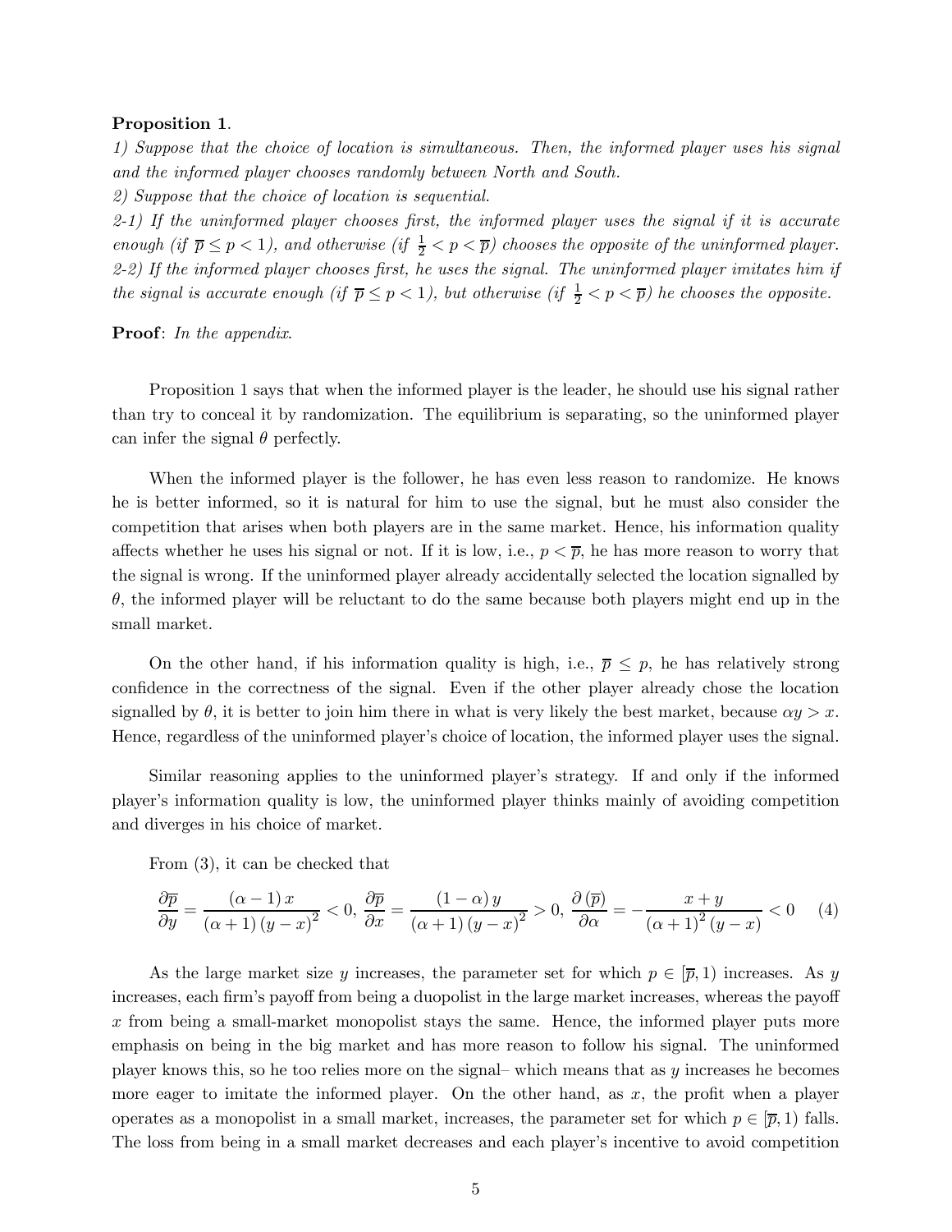**Proposition 1**.

*1) Suppose that the choice of location is simultaneous. Then, the informed player uses his signal and the informed player chooses randomly between North and South.*

*2) Suppose that the choice of location is sequential.*

*2-1) If the uninformed player chooses first, the informed player uses the signal if it is accurate enough (if $\overline{p} \leq p < 1$), and otherwise (if $\frac{1}{2} < p < \overline{p}$) chooses the opposite of the uninformed player.*

*2-2) If the informed player chooses first, he uses the signal. The uninformed player imitates him if the signal is accurate enough (if $\overline{p} \leq p < 1$), but otherwise (if $\frac{1}{2} < p < \overline{p}$) he chooses the opposite.*

**Proof**: *In the appendix.*

Proposition 1 says that when the informed player is the leader, he should use his signal rather than try to conceal it by randomization. The equilibrium is separating, so the uninformed player can infer the signal $\theta$ perfectly.

When the informed player is the follower, he has even less reason to randomize. He knows he is better informed, so it is natural for him to use the signal, but he must also consider the competition that arises when both players are in the same market. Hence, his information quality affects whether he uses his signal or not. If it is low, i.e., $p < \overline{p}$, he has more reason to worry that the signal is wrong. If the uninformed player already accidentally selected the location signalled by $\theta$, the informed player will be reluctant to do the same because both players might end up in the small market.

On the other hand, if his information quality is high, i.e., $\overline{p} \leq p$, he has relatively strong confidence in the correctness of the signal. Even if the other player already chose the location signalled by $\theta$, it is better to join him there in what is very likely the best market, because $\alpha y > x$. Hence, regardless of the uninformed player's choice of location, the informed player uses the signal.

Similar reasoning applies to the uninformed player's strategy. If and only if the informed player's information quality is low, the uninformed player thinks mainly of avoiding competition and diverges in his choice of market.

From (3), it can be checked that

$$\frac{\partial \overline{p}}{\partial y} = \frac{(\alpha - 1)\, x}{(\alpha + 1)\,(y - x)^2} < 0, \; \frac{\partial \overline{p}}{\partial x} = \frac{(1 - \alpha)\, y}{(\alpha + 1)\,(y - x)^2} > 0, \; \frac{\partial\left(\overline{p}\right)}{\partial \alpha} = -\frac{x + y}{(\alpha + 1)^2\,(y - x)} < 0 \quad (4)$$

As the large market size $y$ increases, the parameter set for which $p \in [\overline{p}, 1)$ increases. As $y$ increases, each firm's payoff from being a duopolist in the large market increases, whereas the payoff $x$ from being a small-market monopolist stays the same. Hence, the informed player puts more emphasis on being in the big market and has more reason to follow his signal. The uninformed player knows this, so he too relies more on the signal– which means that as $y$ increases he becomes more eager to imitate the informed player. On the other hand, as $x$, the profit when a player operates as a monopolist in a small market, increases, the parameter set for which $p \in [\overline{p}, 1)$ falls. The loss from being in a small market decreases and each player's incentive to avoid competition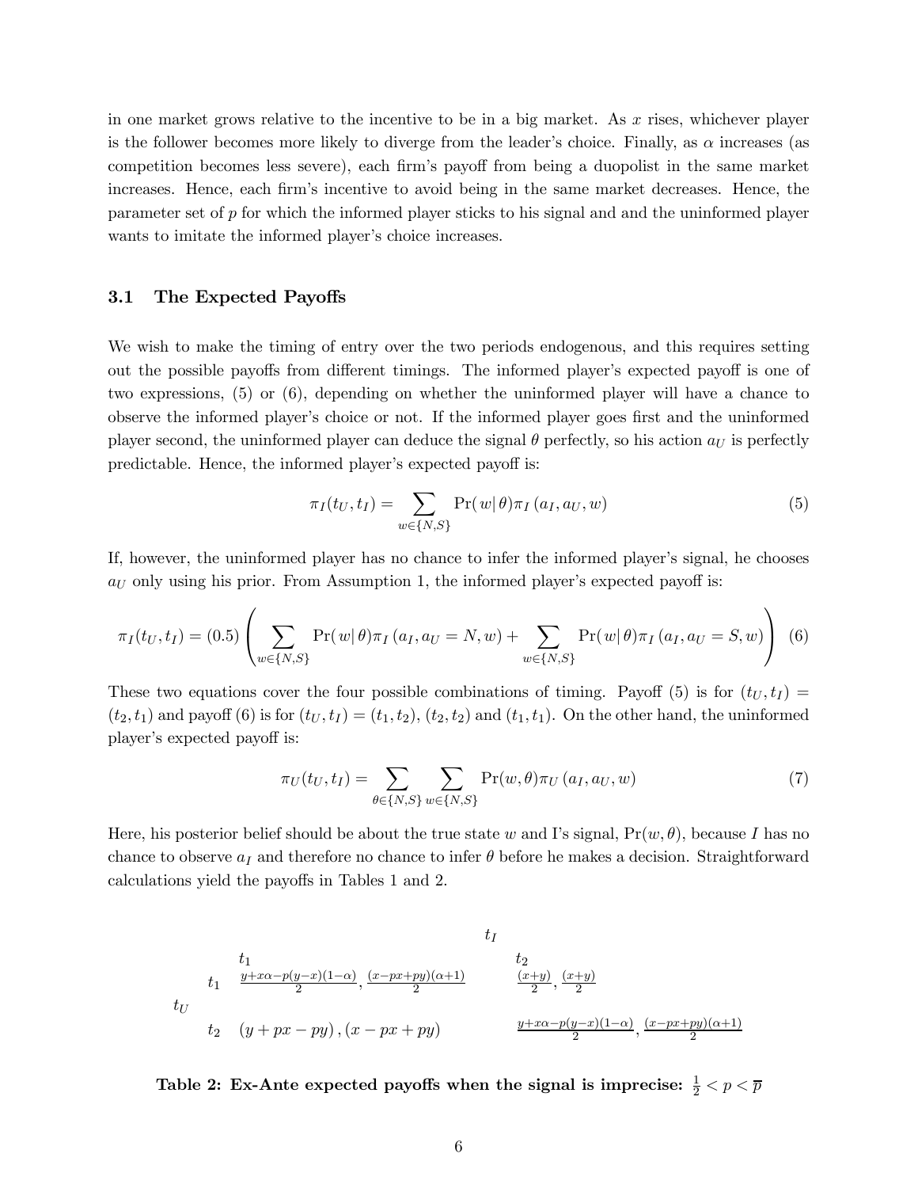in one market grows relative to the incentive to be in a big market. As $x$ rises, whichever player is the follower becomes more likely to diverge from the leader's choice. Finally, as $\alpha$ increases (as competition becomes less severe), each firm's payoff from being a duopolist in the same market increases. Hence, each firm's incentive to avoid being in the same market decreases. Hence, the parameter set of $p$ for which the informed player sticks to his signal and and the uninformed player wants to imitate the informed player's choice increases.

### 3.1 The Expected Payoffs

We wish to make the timing of entry over the two periods endogenous, and this requires setting out the possible payoffs from different timings. The informed player's expected payoff is one of two expressions, (5) or (6), depending on whether the uninformed player will have a chance to observe the informed player's choice or not. If the informed player goes first and the uninformed player second, the uninformed player can deduce the signal $\theta$ perfectly, so his action $a_U$ is perfectly predictable. Hence, the informed player's expected payoff is:

$$\pi_I(t_U, t_I) = \sum_{w \in \{N,S\}} \Pr(w|\theta)\pi_I(a_I, a_U, w) \tag{5}$$

If, however, the uninformed player has no chance to infer the informed player's signal, he chooses $a_U$ only using his prior. From Assumption 1, the informed player's expected payoff is:

$$\pi_I(t_U, t_I) = (0.5)\left(\sum_{w \in \{N,S\}} \Pr(w|\theta)\pi_I(a_I, a_U = N, w) + \sum_{w \in \{N,S\}} \Pr(w|\theta)\pi_I(a_I, a_U = S, w)\right) \tag{6}$$

These two equations cover the four possible combinations of timing. Payoff (5) is for $(t_U, t_I) = (t_2, t_1)$ and payoff (6) is for $(t_U, t_I) = (t_1, t_2)$, $(t_2, t_2)$ and $(t_1, t_1)$. On the other hand, the uninformed player's expected payoff is:

$$\pi_U(t_U, t_I) = \sum_{\theta \in \{N,S\}} \sum_{w \in \{N,S\}} \Pr(w, \theta)\pi_U(a_I, a_U, w) \tag{7}$$

Here, his posterior belief should be about the true state $w$ and I's signal, $\Pr(w, \theta)$, because $I$ has no chance to observe $a_I$ and therefore no chance to infer $\theta$ before he makes a decision. Straightforward calculations yield the payoffs in Tables 1 and 2.

| | | $t_I$ | |
|---|---|---|---|
| | | $t_1$ | $t_2$ |
| $t_U$ | $t_1$ | $\frac{y+x\alpha-p(y-x)(1-\alpha)}{2}, \frac{(x-px+py)(\alpha+1)}{2}$ | $\frac{(x+y)}{2}, \frac{(x+y)}{2}$ |
| | $t_2$ | $(y+px-py), (x-px+py)$ | $\frac{y+x\alpha-p(y-x)(1-\alpha)}{2}, \frac{(x-px+py)(\alpha+1)}{2}$ |

**Table 2: Ex-Ante expected payoffs when the signal is imprecise: $\frac{1}{2} < p < \overline{p}$**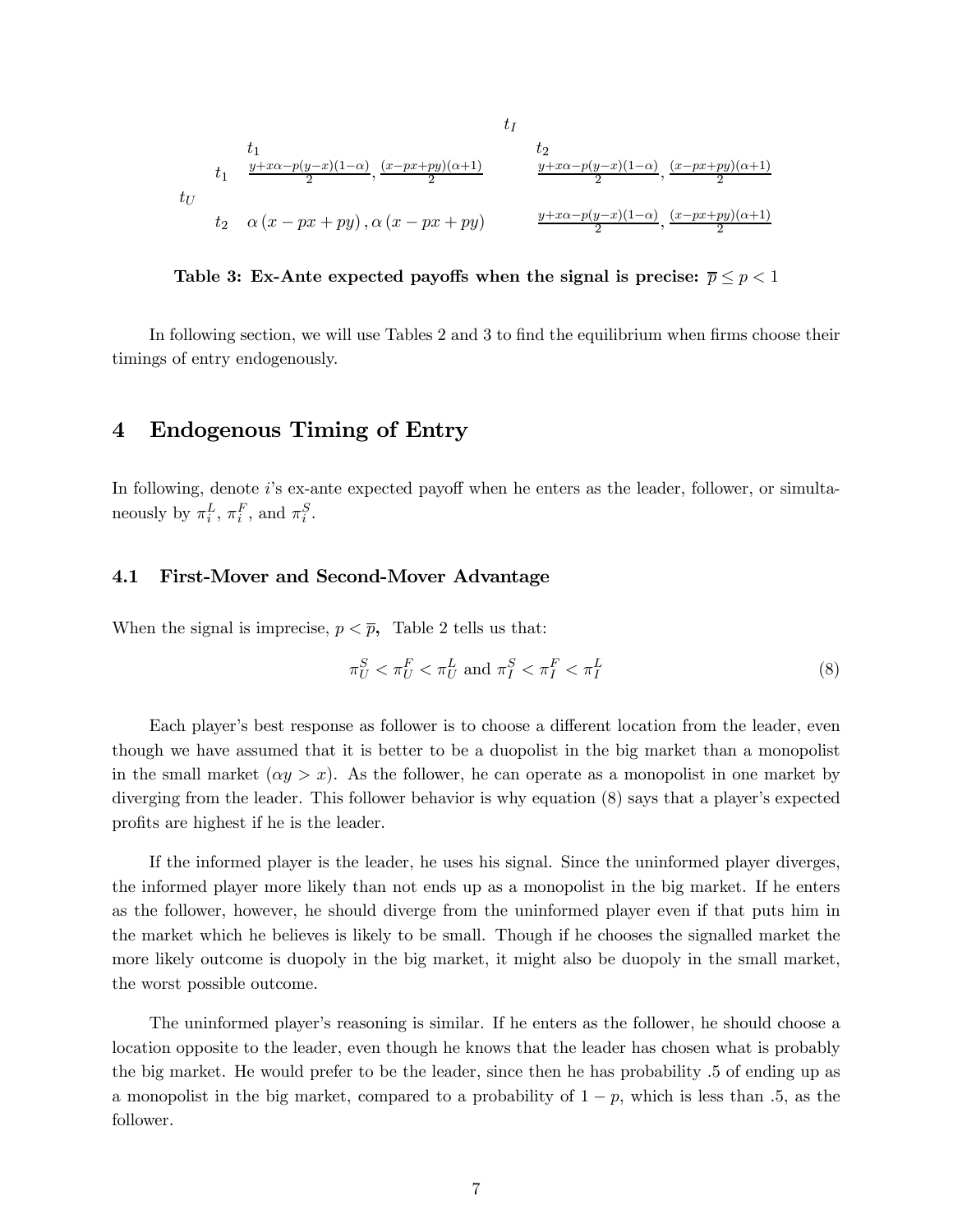| | | $t_I$ | |
|---|---|---|---|
| | | $t_1$ | $t_2$ |
| $t_U$ | $t_1$ | $\frac{y+x\alpha-p(y-x)(1-\alpha)}{2}, \frac{(x-px+py)(\alpha+1)}{2}$ | $\frac{y+x\alpha-p(y-x)(1-\alpha)}{2}, \frac{(x-px+py)(\alpha+1)}{2}$ |
| | $t_2$ | $\alpha(x-px+py), \alpha(x-px+py)$ | $\frac{y+x\alpha-p(y-x)(1-\alpha)}{2}, \frac{(x-px+py)(\alpha+1)}{2}$ |

**Table 3: Ex-Ante expected payoffs when the signal is precise: $\overline{p} \leq p < 1$**

In following section, we will use Tables 2 and 3 to find the equilibrium when firms choose their timings of entry endogenously.

# 4 Endogenous Timing of Entry

In following, denote $i$'s ex-ante expected payoff when he enters as the leader, follower, or simultaneously by $\pi_i^L$, $\pi_i^F$, and $\pi_i^S$.

## 4.1 First-Mover and Second-Mover Advantage

When the signal is imprecise, $p < \overline{p}$, Table 2 tells us that:

$$\pi_U^S < \pi_U^F < \pi_U^L \text{ and } \pi_I^S < \pi_I^F < \pi_I^L \tag{8}$$

Each player's best response as follower is to choose a different location from the leader, even though we have assumed that it is better to be a duopolist in the big market than a monopolist in the small market ($\alpha y > x$). As the follower, he can operate as a monopolist in one market by diverging from the leader. This follower behavior is why equation (8) says that a player's expected profits are highest if he is the leader.

If the informed player is the leader, he uses his signal. Since the uninformed player diverges, the informed player more likely than not ends up as a monopolist in the big market. If he enters as the follower, however, he should diverge from the uninformed player even if that puts him in the market which he believes is likely to be small. Though if he chooses the signalled market the more likely outcome is duopoly in the big market, it might also be duopoly in the small market, the worst possible outcome.

The uninformed player's reasoning is similar. If he enters as the follower, he should choose a location opposite to the leader, even though he knows that the leader has chosen what is probably the big market. He would prefer to be the leader, since then he has probability .5 of ending up as a monopolist in the big market, compared to a probability of $1 - p$, which is less than .5, as the follower.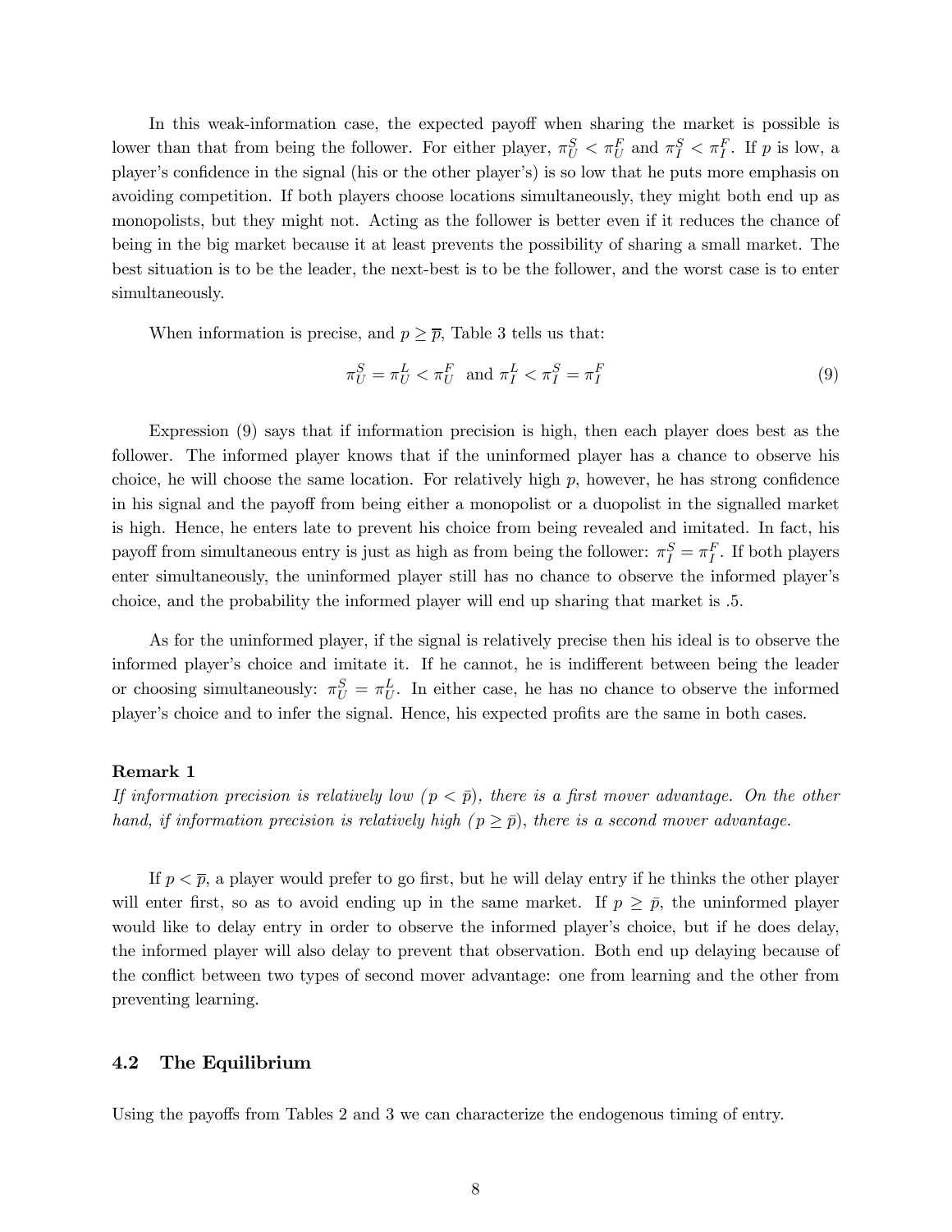In this weak-information case, the expected payoff when sharing the market is possible is lower than that from being the follower. For either player, $\pi_U^S < \pi_U^F$ and $\pi_I^S < \pi_I^F$. If $p$ is low, a player's confidence in the signal (his or the other player's) is so low that he puts more emphasis on avoiding competition. If both players choose locations simultaneously, they might both end up as monopolists, but they might not. Acting as the follower is better even if it reduces the chance of being in the big market because it at least prevents the possibility of sharing a small market. The best situation is to be the leader, the next-best is to be the follower, and the worst case is to enter simultaneously.

When information is precise, and $p \geq \overline{p}$, Table 3 tells us that:

$$\pi_U^S = \pi_U^L < \pi_U^F \text{ and } \pi_I^L < \pi_I^S = \pi_I^F \tag{9}$$

Expression (9) says that if information precision is high, then each player does best as the follower. The informed player knows that if the uninformed player has a chance to observe his choice, he will choose the same location. For relatively high $p$, however, he has strong confidence in his signal and the payoff from being either a monopolist or a duopolist in the signalled market is high. Hence, he enters late to prevent his choice from being revealed and imitated. In fact, his payoff from simultaneous entry is just as high as from being the follower: $\pi_I^S = \pi_I^F$. If both players enter simultaneously, the uninformed player still has no chance to observe the informed player's choice, and the probability the informed player will end up sharing that market is .5.

As for the uninformed player, if the signal is relatively precise then his ideal is to observe the informed player's choice and imitate it. If he cannot, he is indifferent between being the leader or choosing simultaneously: $\pi_U^S = \pi_U^L$. In either case, he has no chance to observe the informed player's choice and to infer the signal. Hence, his expected profits are the same in both cases.

**Remark 1**

*If information precision is relatively low ($p < \bar{p}$), there is a first mover advantage. On the other hand, if information precision is relatively high ($p \geq \bar{p}$), there is a second mover advantage.*

If $p < \overline{p}$, a player would prefer to go first, but he will delay entry if he thinks the other player will enter first, so as to avoid ending up in the same market. If $p \geq \bar{p}$, the uninformed player would like to delay entry in order to observe the informed player's choice, but if he does delay, the informed player will also delay to prevent that observation. Both end up delaying because of the conflict between two types of second mover advantage: one from learning and the other from preventing learning.

### 4.2 The Equilibrium

Using the payoffs from Tables 2 and 3 we can characterize the endogenous timing of entry.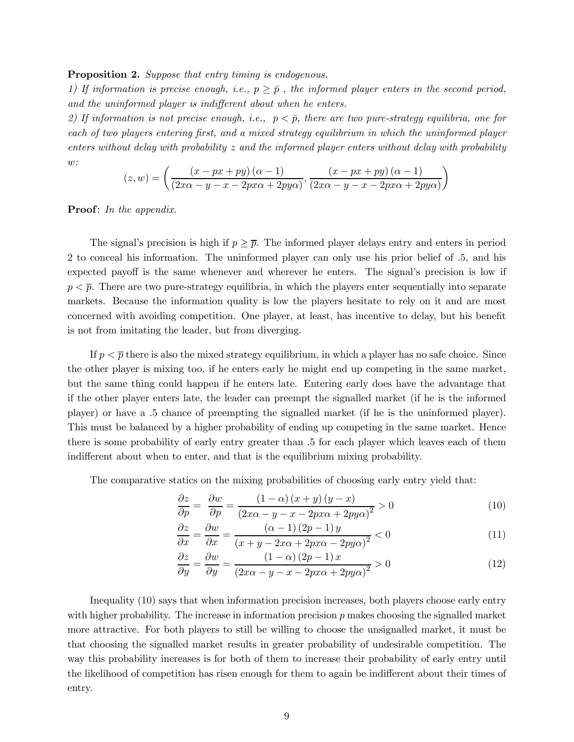**Proposition 2.** *Suppose that entry timing is endogenous.*

*1) If information is precise enough, i.e., $p \geq \bar{p}$ , the informed player enters in the second period, and the uninformed player is indifferent about when he enters.*

*2) If information is not precise enough, i.e., $p < \bar{p}$, there are two pure-strategy equilibria, one for each of two players entering first, and a mixed strategy equilibrium in which the uninformed player enters without delay with probability $z$ and the informed player enters without delay with probability $w$:*

$$(z, w) = \left( \frac{(x - px + py)(\alpha - 1)}{(2x\alpha - y - x - 2px\alpha + 2py\alpha)}, \frac{(x - px + py)(\alpha - 1)}{(2x\alpha - y - x - 2px\alpha + 2py\alpha)} \right)$$

**Proof**: *In the appendix.*

The signal's precision is high if $p \geq \overline{p}$. The informed player delays entry and enters in period 2 to conceal his information. The uninformed player can only use his prior belief of .5, and his expected payoff is the same whenever and wherever he enters. The signal's precision is low if $p < \overline{p}$. There are two pure-strategy equilibria, in which the players enter sequentially into separate markets. Because the information quality is low the players hesitate to rely on it and are most concerned with avoiding competition. One player, at least, has incentive to delay, but his benefit is not from imitating the leader, but from diverging.

If $p < \overline{p}$ there is also the mixed strategy equilibrium, in which a player has no safe choice. Since the other player is mixing too, if he enters early he might end up competing in the same market, but the same thing could happen if he enters late. Entering early does have the advantage that if the other player enters late, the leader can preempt the signalled market (if he is the informed player) or have a .5 chance of preempting the signalled market (if he is the uninformed player). This must be balanced by a higher probability of ending up competing in the same market. Hence there is some probability of early entry greater than .5 for each player which leaves each of them indifferent about when to enter, and that is the equilibrium mixing probability.

The comparative statics on the mixing probabilities of choosing early entry yield that:

$$\frac{\partial z}{\partial p} = \frac{\partial w}{\partial p} = \frac{(1 - \alpha)(x + y)(y - x)}{(2x\alpha - y - x - 2px\alpha + 2py\alpha)^2} > 0 \tag{10}$$

$$\frac{\partial z}{\partial x} = \frac{\partial w}{\partial x} = \frac{(\alpha - 1)(2p - 1)y}{(x + y - 2x\alpha + 2px\alpha - 2py\alpha)^2} < 0 \tag{11}$$

$$\frac{\partial z}{\partial y} = \frac{\partial w}{\partial y} = \frac{(1 - \alpha)(2p - 1)x}{(2x\alpha - y - x - 2px\alpha + 2py\alpha)^2} > 0 \tag{12}$$

Inequality (10) says that when information precision increases, both players choose early entry with higher probability. The increase in information precision $p$ makes choosing the signalled market more attractive. For both players to still be willing to choose the unsignalled market, it must be that choosing the signalled market results in greater probability of undesirable competition. The way this probability increases is for both of them to increase their probability of early entry until the likelihood of competition has risen enough for them to again be indifferent about their times of entry.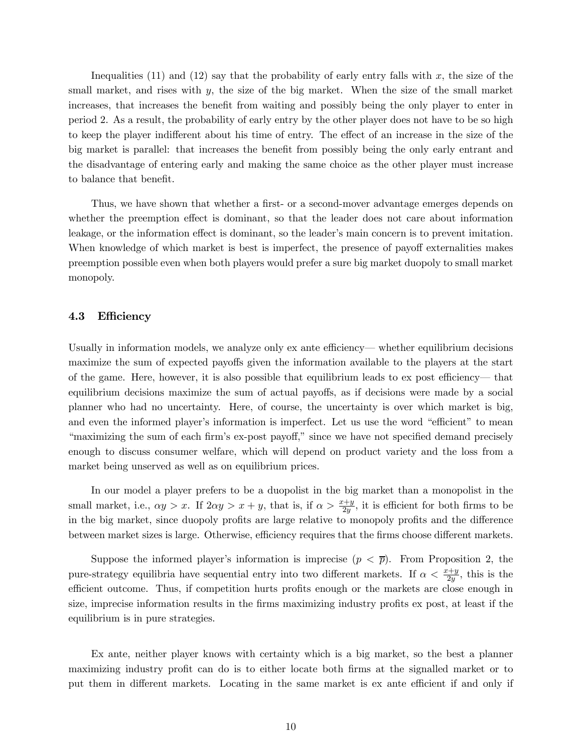Inequalities (11) and (12) say that the probability of early entry falls with $x$, the size of the small market, and rises with $y$, the size of the big market. When the size of the small market increases, that increases the benefit from waiting and possibly being the only player to enter in period 2. As a result, the probability of early entry by the other player does not have to be so high to keep the player indifferent about his time of entry. The effect of an increase in the size of the big market is parallel: that increases the benefit from possibly being the only early entrant and the disadvantage of entering early and making the same choice as the other player must increase to balance that benefit.

Thus, we have shown that whether a first- or a second-mover advantage emerges depends on whether the preemption effect is dominant, so that the leader does not care about information leakage, or the information effect is dominant, so the leader's main concern is to prevent imitation. When knowledge of which market is best is imperfect, the presence of payoff externalities makes preemption possible even when both players would prefer a sure big market duopoly to small market monopoly.

### 4.3 Efficiency

Usually in information models, we analyze only ex ante efficiency— whether equilibrium decisions maximize the sum of expected payoffs given the information available to the players at the start of the game. Here, however, it is also possible that equilibrium leads to ex post efficiency— that equilibrium decisions maximize the sum of actual payoffs, as if decisions were made by a social planner who had no uncertainty. Here, of course, the uncertainty is over which market is big, and even the informed player's information is imperfect. Let us use the word "efficient" to mean "maximizing the sum of each firm's ex-post payoff," since we have not specified demand precisely enough to discuss consumer welfare, which will depend on product variety and the loss from a market being unserved as well as on equilibrium prices.

In our model a player prefers to be a duopolist in the big market than a monopolist in the small market, i.e., $\alpha y > x$. If $2\alpha y > x + y$, that is, if $\alpha > \frac{x+y}{2y}$, it is efficient for both firms to be in the big market, since duopoly profits are large relative to monopoly profits and the difference between market sizes is large. Otherwise, efficiency requires that the firms choose different markets.

Suppose the informed player's information is imprecise ($p < \overline{p}$). From Proposition 2, the pure-strategy equilibria have sequential entry into two different markets. If $\alpha < \frac{x+y}{2y}$, this is the efficient outcome. Thus, if competition hurts profits enough or the markets are close enough in size, imprecise information results in the firms maximizing industry profits ex post, at least if the equilibrium is in pure strategies.

Ex ante, neither player knows with certainty which is a big market, so the best a planner maximizing industry profit can do is to either locate both firms at the signalled market or to put them in different markets. Locating in the same market is ex ante efficient if and only if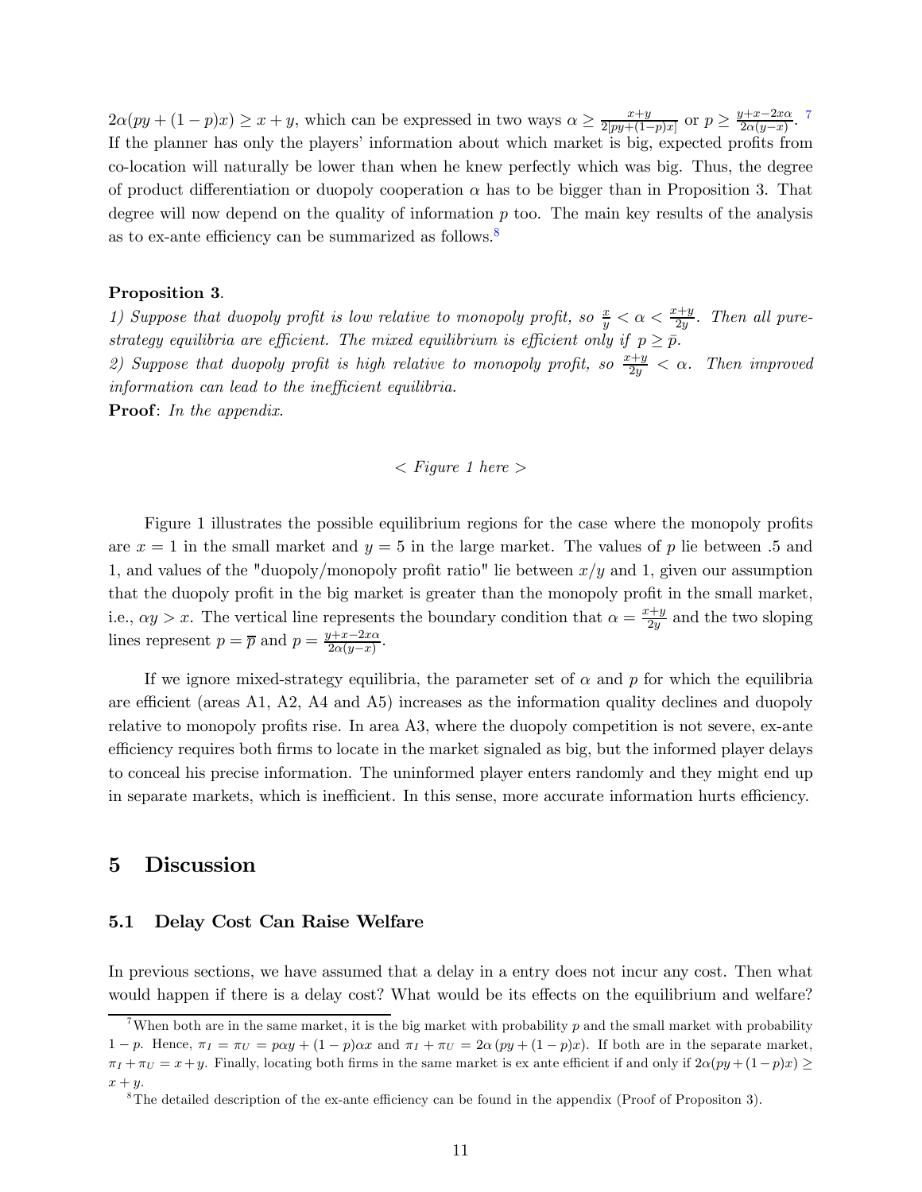$2\alpha(py + (1-p)x) \geq x + y$, which can be expressed in two ways $\alpha \geq \frac{x+y}{2[py+(1-p)x]}$ or $p \geq \frac{y+x-2x\alpha}{2\alpha(y-x)}$. [7] If the planner has only the players' information about which market is big, expected profits from co-location will naturally be lower than when he knew perfectly which was big. Thus, the degree of product differentiation or duopoly cooperation $\alpha$ has to be bigger than in Proposition 3. That degree will now depend on the quality of information $p$ too. The main key results of the analysis as to ex-ante efficiency can be summarized as follows.[8]

**Proposition 3**.

*1) Suppose that duopoly profit is low relative to monopoly profit, so* $\frac{x}{y} < \alpha < \frac{x+y}{2y}$*. Then all pure-strategy equilibria are efficient. The mixed equilibrium is efficient only if* $p \geq \bar{p}$*.*

*2) Suppose that duopoly profit is high relative to monopoly profit, so* $\frac{x+y}{2y} < \alpha$*. Then improved information can lead to the inefficient equilibria.*

**Proof**: *In the appendix.*

*< Figure 1 here >*

Figure 1 illustrates the possible equilibrium regions for the case where the monopoly profits are $x = 1$ in the small market and $y = 5$ in the large market. The values of $p$ lie between .5 and 1, and values of the "duopoly/monopoly profit ratio" lie between $x/y$ and 1, given our assumption that the duopoly profit in the big market is greater than the monopoly profit in the small market, i.e., $\alpha y > x$. The vertical line represents the boundary condition that $\alpha = \frac{x+y}{2y}$ and the two sloping lines represent $p = \overline{p}$ and $p = \frac{y+x-2x\alpha}{2\alpha(y-x)}$.

If we ignore mixed-strategy equilibria, the parameter set of $\alpha$ and $p$ for which the equilibria are efficient (areas A1, A2, A4 and A5) increases as the information quality declines and duopoly relative to monopoly profits rise. In area A3, where the duopoly competition is not severe, ex-ante efficiency requires both firms to locate in the market signaled as big, but the informed player delays to conceal his precise information. The uninformed player enters randomly and they might end up in separate markets, which is inefficient. In this sense, more accurate information hurts efficiency.

# 5 Discussion

## 5.1 Delay Cost Can Raise Welfare

In previous sections, we have assumed that a delay in a entry does not incur any cost. Then what would happen if there is a delay cost? What would be its effects on the equilibrium and welfare?

[7] When both are in the same market, it is the big market with probability $p$ and the small market with probability $1-p$. Hence, $\pi_I = \pi_U = p\alpha y + (1-p)\alpha x$ and $\pi_I + \pi_U = 2\alpha\,(py + (1-p)x)$. If both are in the separate market, $\pi_I + \pi_U = x + y$. Finally, locating both firms in the same market is ex ante efficient if and only if $2\alpha(py + (1-p)x) \geq x + y$.

[8] The detailed description of the ex-ante efficiency can be found in the appendix (Proof of Propositon 3).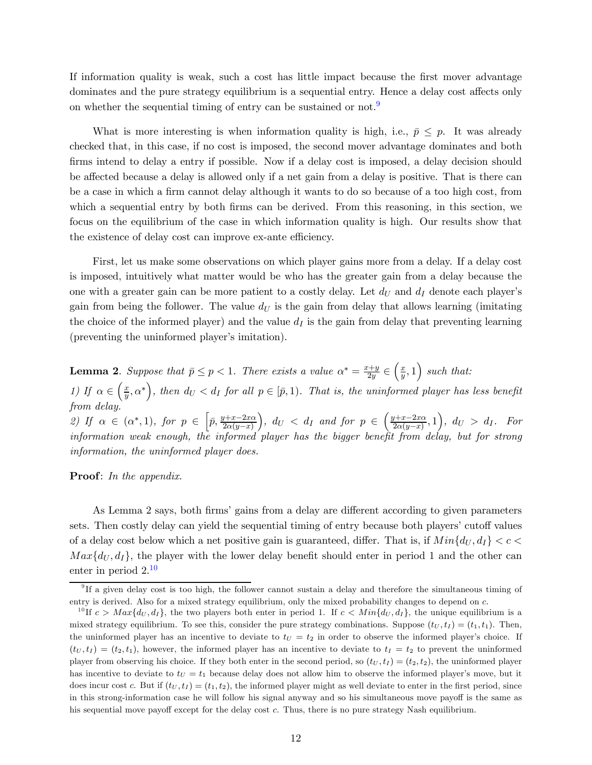If information quality is weak, such a cost has little impact because the first mover advantage dominates and the pure strategy equilibrium is a sequential entry. Hence a delay cost affects only on whether the sequential timing of entry can be sustained or not.[9]

What is more interesting is when information quality is high, i.e., $\bar{p} \leq p$. It was already checked that, in this case, if no cost is imposed, the second mover advantage dominates and both firms intend to delay a entry if possible. Now if a delay cost is imposed, a delay decision should be affected because a delay is allowed only if a net gain from a delay is positive. That is there can be a case in which a firm cannot delay although it wants to do so because of a too high cost, from which a sequential entry by both firms can be derived. From this reasoning, in this section, we focus on the equilibrium of the case in which information quality is high. Our results show that the existence of delay cost can improve ex-ante efficiency.

First, let us make some observations on which player gains more from a delay. If a delay cost is imposed, intuitively what matter would be who has the greater gain from a delay because the one with a greater gain can be more patient to a costly delay. Let $d_U$ and $d_I$ denote each player's gain from being the follower. The value $d_U$ is the gain from delay that allows learning (imitating the choice of the informed player) and the value $d_I$ is the gain from delay that preventing learning (preventing the uninformed player's imitation).

**Lemma 2**. *Suppose that $\bar{p} \leq p < 1$. There exists a value $\alpha^* = \frac{x+y}{2y} \in \left(\frac{x}{y}, 1\right)$ such that:*

*1) If $\alpha \in \left(\frac{x}{y}, \alpha^*\right)$, then $d_U < d_I$ for all $p \in [\bar{p}, 1)$. That is, the uninformed player has less benefit from delay.*

*2) If $\alpha \in (\alpha^*, 1)$, for $p \in \left[\bar{p}, \frac{y+x-2x\alpha}{2\alpha(y-x)}\right)$, $d_U < d_I$ and for $p \in \left(\frac{y+x-2x\alpha}{2\alpha(y-x)}, 1\right)$, $d_U > d_I$. For information weak enough, the informed player has the bigger benefit from delay, but for strong information, the uninformed player does.*

**Proof**: *In the appendix.*

As Lemma 2 says, both firms' gains from a delay are different according to given parameters sets. Then costly delay can yield the sequential timing of entry because both players' cutoff values of a delay cost below which a net positive gain is guaranteed, differ. That is, if $Min\{d_U, d_I\} < c < Max\{d_U, d_I\}$, the player with the lower delay benefit should enter in period 1 and the other can enter in period 2.[10]

[9] If a given delay cost is too high, the follower cannot sustain a delay and therefore the simultaneous timing of entry is derived. Also for a mixed strategy equilibrium, only the mixed probability changes to depend on $c$.

[10] If $c > Max\{d_U, d_I\}$, the two players both enter in period 1. If $c < Min\{d_U, d_I\}$, the unique equilibrium is a mixed strategy equilibrium. To see this, consider the pure strategy combinations. Suppose $(t_U, t_I) = (t_1, t_1)$. Then, the uninformed player has an incentive to deviate to $t_U = t_2$ in order to observe the informed player's choice. If $(t_U, t_I) = (t_2, t_1)$, however, the informed player has an incentive to deviate to $t_I = t_2$ to prevent the uninformed player from observing his choice. If they both enter in the second period, so $(t_U, t_I) = (t_2, t_2)$, the uninformed player has incentive to deviate to $t_U = t_1$ because delay does not allow him to observe the informed player's move, but it does incur cost $c$. But if $(t_U, t_I) = (t_1, t_2)$, the informed player might as well deviate to enter in the first period, since in this strong-information case he will follow his signal anyway and so his simultaneous move payoff is the same as his sequential move payoff except for the delay cost $c$. Thus, there is no pure strategy Nash equilibrium.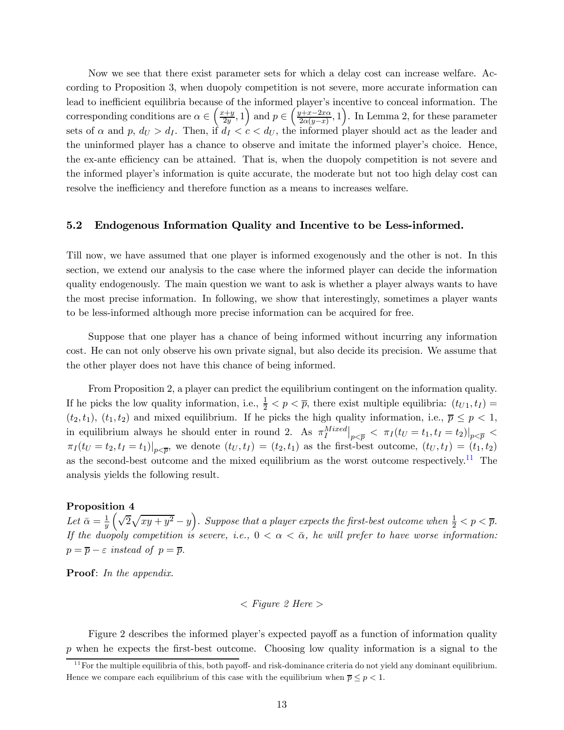Now we see that there exist parameter sets for which a delay cost can increase welfare. According to Proposition 3, when duopoly competition is not severe, more accurate information can lead to inefficient equilibria because of the informed player's incentive to conceal information. The corresponding conditions are $\alpha \in \left(\frac{x+y}{2y}, 1\right)$ and $p \in \left(\frac{y+x-2x\alpha}{2\alpha(y-x)}, 1\right)$. In Lemma 2, for these parameter sets of $\alpha$ and $p$, $d_U > d_I$. Then, if $d_I < c < d_U$, the informed player should act as the leader and the uninformed player has a chance to observe and imitate the informed player's choice. Hence, the ex-ante efficiency can be attained. That is, when the duopoly competition is not severe and the informed player's information is quite accurate, the moderate but not too high delay cost can resolve the inefficiency and therefore function as a means to increases welfare.

### 5.2 Endogenous Information Quality and Incentive to be Less-informed.

Till now, we have assumed that one player is informed exogenously and the other is not. In this section, we extend our analysis to the case where the informed player can decide the information quality endogenously. The main question we want to ask is whether a player always wants to have the most precise information. In following, we show that interestingly, sometimes a player wants to be less-informed although more precise information can be acquired for free.

Suppose that one player has a chance of being informed without incurring any information cost. He can not only observe his own private signal, but also decide its precision. We assume that the other player does not have this chance of being informed.

From Proposition 2, a player can predict the equilibrium contingent on the information quality. If he picks the low quality information, i.e., $\frac{1}{2} < p < \overline{p}$, there exist multiple equilibria: $(t_{U1}, t_I) = (t_2, t_1)$, $(t_1, t_2)$ and mixed equilibrium. If he picks the high quality information, i.e., $\overline{p} \le p < 1$, in equilibrium always he should enter in round 2. As $\pi_I^{Mixed}\big|_{p<\overline{p}} < \pi_I(t_U = t_1, t_I = t_2)|_{p<\overline{p}} < \pi_I(t_U = t_2, t_I = t_1)|_{p<\overline{p}}$, we denote $(t_U, t_I) = (t_2, t_1)$ as the first-best outcome, $(t_U, t_I) = (t_1, t_2)$ as the second-best outcome and the mixed equilibrium as the worst outcome respectively.[11] The analysis yields the following result.

**Proposition 4**
*Let $\bar{\alpha} = \frac{1}{y}\left(\sqrt{2}\sqrt{xy + y^2} - y\right)$. Suppose that a player expects the first-best outcome when $\frac{1}{2} < p < \overline{p}$. If the duopoly competition is severe, i.e., $0 < \alpha < \bar{\alpha}$, he will prefer to have worse information: $p = \overline{p} - \varepsilon$ instead of $p = \overline{p}$.*

**Proof**: *In the appendix.*

*< Figure 2 Here >*

Figure 2 describes the informed player's expected payoff as a function of information quality $p$ when he expects the first-best outcome. Choosing low quality information is a signal to the

[11] For the multiple equilibria of this, both payoff- and risk-dominance criteria do not yield any dominant equilibrium. Hence we compare each equilibrium of this case with the equilibrium when $\overline{p} \le p < 1$.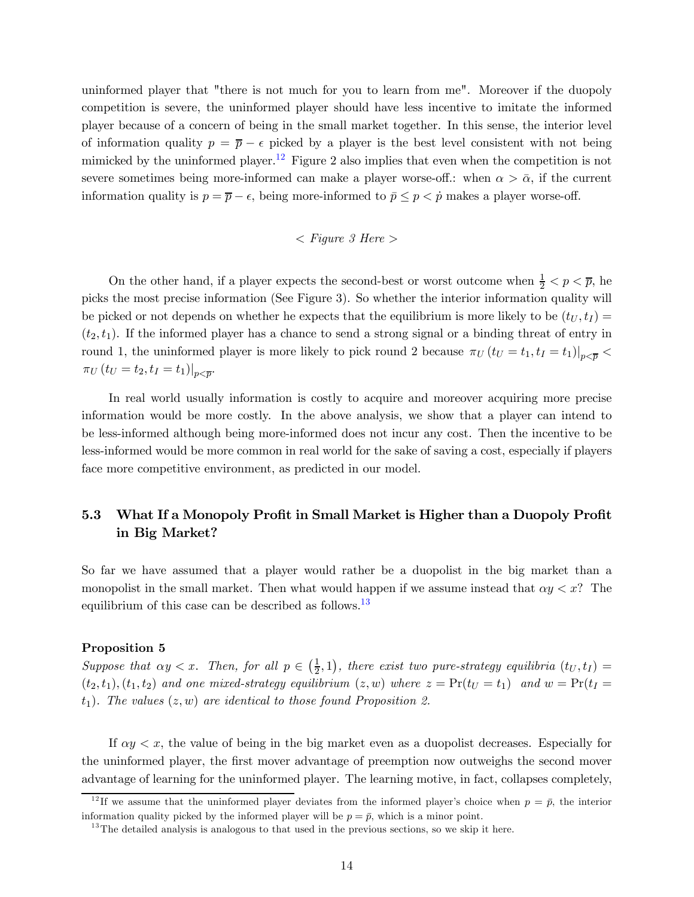uninformed player that "there is not much for you to learn from me". Moreover if the duopoly competition is severe, the uninformed player should have less incentive to imitate the informed player because of a concern of being in the small market together. In this sense, the interior level of information quality $p = \overline{p} - \epsilon$ picked by a player is the best level consistent with not being mimicked by the uninformed player.[12] Figure 2 also implies that even when the competition is not severe sometimes being more-informed can make a player worse-off.: when $\alpha > \bar{\alpha}$, if the current information quality is $p = \overline{p} - \epsilon$, being more-informed to $\bar{p} \leq p < \dot{p}$ makes a player worse-off.

*< Figure 3 Here >*

On the other hand, if a player expects the second-best or worst outcome when $\frac{1}{2} < p < \overline{p}$, he picks the most precise information (See Figure 3). So whether the interior information quality will be picked or not depends on whether he expects that the equilibrium is more likely to be $(t_U, t_I) = (t_2, t_1)$. If the informed player has a chance to send a strong signal or a binding threat of entry in round 1, the uninformed player is more likely to pick round 2 because $\pi_U (t_U = t_1, t_I = t_1)|_{p<\overline{p}} < \pi_U (t_U = t_2, t_I = t_1)|_{p<\overline{p}}$.

In real world usually information is costly to acquire and moreover acquiring more precise information would be more costly. In the above analysis, we show that a player can intend to be less-informed although being more-informed does not incur any cost. Then the incentive to be less-informed would be more common in real world for the sake of saving a cost, especially if players face more competitive environment, as predicted in our model.

## 5.3 What If a Monopoly Profit in Small Market is Higher than a Duopoly Profit in Big Market?

So far we have assumed that a player would rather be a duopolist in the big market than a monopolist in the small market. Then what would happen if we assume instead that $\alpha y < x$? The equilibrium of this case can be described as follows.[13]

**Proposition 5**

*Suppose that $\alpha y < x$. Then, for all $p \in \left(\frac{1}{2}, 1\right)$, there exist two pure-strategy equilibria $(t_U, t_I) = (t_2, t_1), (t_1, t_2)$ and one mixed-strategy equilibrium $(z, w)$ where $z = \Pr(t_U = t_1)$ and $w = \Pr(t_I = t_1)$. The values $(z, w)$ are identical to those found Proposition 2.*

If $\alpha y < x$, the value of being in the big market even as a duopolist decreases. Especially for the uninformed player, the first mover advantage of preemption now outweighs the second mover advantage of learning for the uninformed player. The learning motive, in fact, collapses completely,

[12] If we assume that the uninformed player deviates from the informed player's choice when $p = \bar{p}$, the interior information quality picked by the informed player will be $p = \bar{p}$, which is a minor point.

[13] The detailed analysis is analogous to that used in the previous sections, so we skip it here.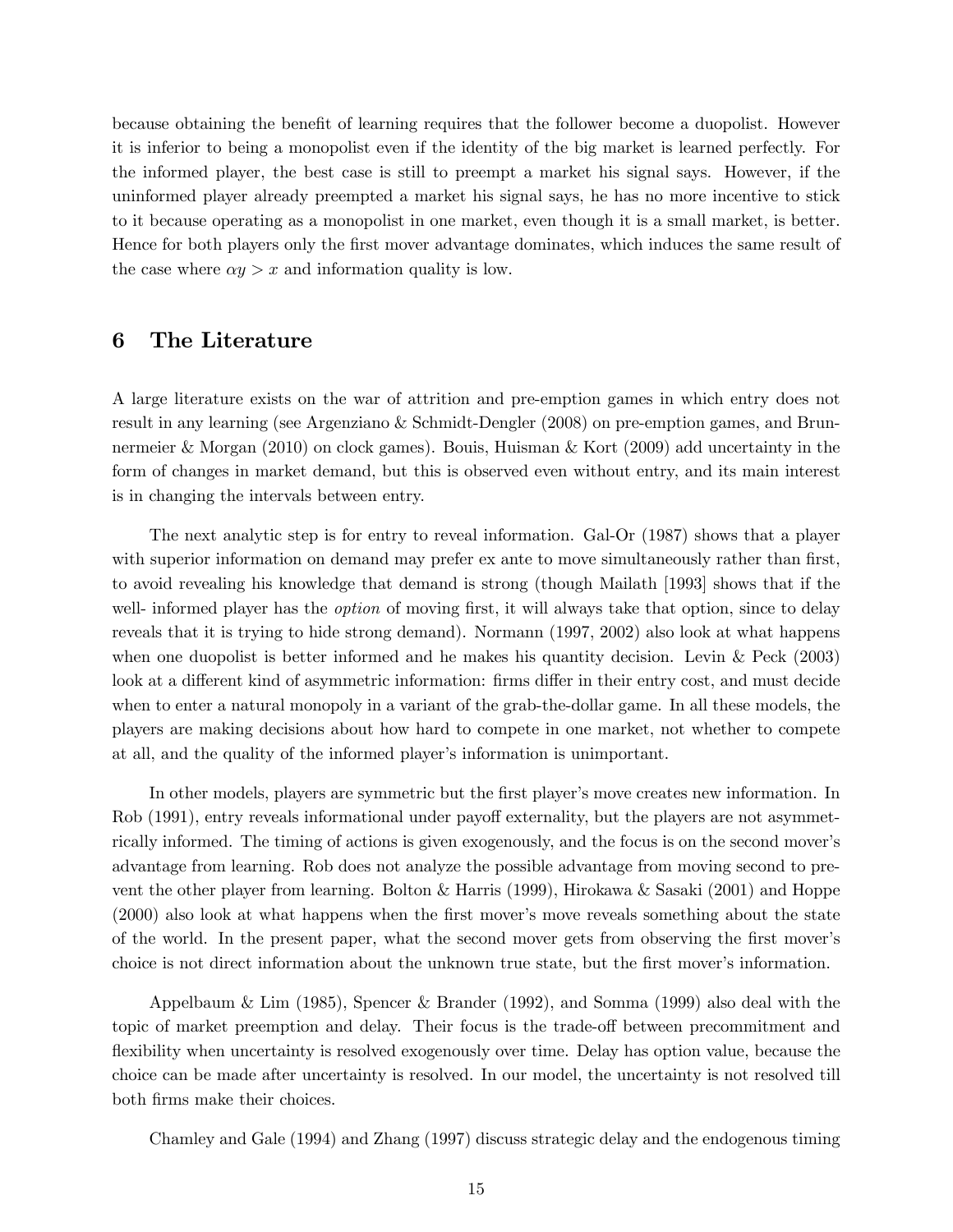because obtaining the benefit of learning requires that the follower become a duopolist. However it is inferior to being a monopolist even if the identity of the big market is learned perfectly. For the informed player, the best case is still to preempt a market his signal says. However, if the uninformed player already preempted a market his signal says, he has no more incentive to stick to it because operating as a monopolist in one market, even though it is a small market, is better. Hence for both players only the first mover advantage dominates, which induces the same result of the case where $\alpha y > x$ and information quality is low.

## 6 The Literature

A large literature exists on the war of attrition and pre-emption games in which entry does not result in any learning (see Argenziano & Schmidt-Dengler (2008) on pre-emption games, and Brunnermeier & Morgan (2010) on clock games). Bouis, Huisman & Kort (2009) add uncertainty in the form of changes in market demand, but this is observed even without entry, and its main interest is in changing the intervals between entry.

The next analytic step is for entry to reveal information. Gal-Or (1987) shows that a player with superior information on demand may prefer ex ante to move simultaneously rather than first, to avoid revealing his knowledge that demand is strong (though Mailath [1993] shows that if the well- informed player has the *option* of moving first, it will always take that option, since to delay reveals that it is trying to hide strong demand). Normann (1997, 2002) also look at what happens when one duopolist is better informed and he makes his quantity decision. Levin & Peck (2003) look at a different kind of asymmetric information: firms differ in their entry cost, and must decide when to enter a natural monopoly in a variant of the grab-the-dollar game. In all these models, the players are making decisions about how hard to compete in one market, not whether to compete at all, and the quality of the informed player's information is unimportant.

In other models, players are symmetric but the first player's move creates new information. In Rob (1991), entry reveals informational under payoff externality, but the players are not asymmetrically informed. The timing of actions is given exogenously, and the focus is on the second mover's advantage from learning. Rob does not analyze the possible advantage from moving second to prevent the other player from learning. Bolton & Harris (1999), Hirokawa & Sasaki (2001) and Hoppe (2000) also look at what happens when the first mover's move reveals something about the state of the world. In the present paper, what the second mover gets from observing the first mover's choice is not direct information about the unknown true state, but the first mover's information.

Appelbaum & Lim (1985), Spencer & Brander (1992), and Somma (1999) also deal with the topic of market preemption and delay. Their focus is the trade-off between precommitment and flexibility when uncertainty is resolved exogenously over time. Delay has option value, because the choice can be made after uncertainty is resolved. In our model, the uncertainty is not resolved till both firms make their choices.

Chamley and Gale (1994) and Zhang (1997) discuss strategic delay and the endogenous timing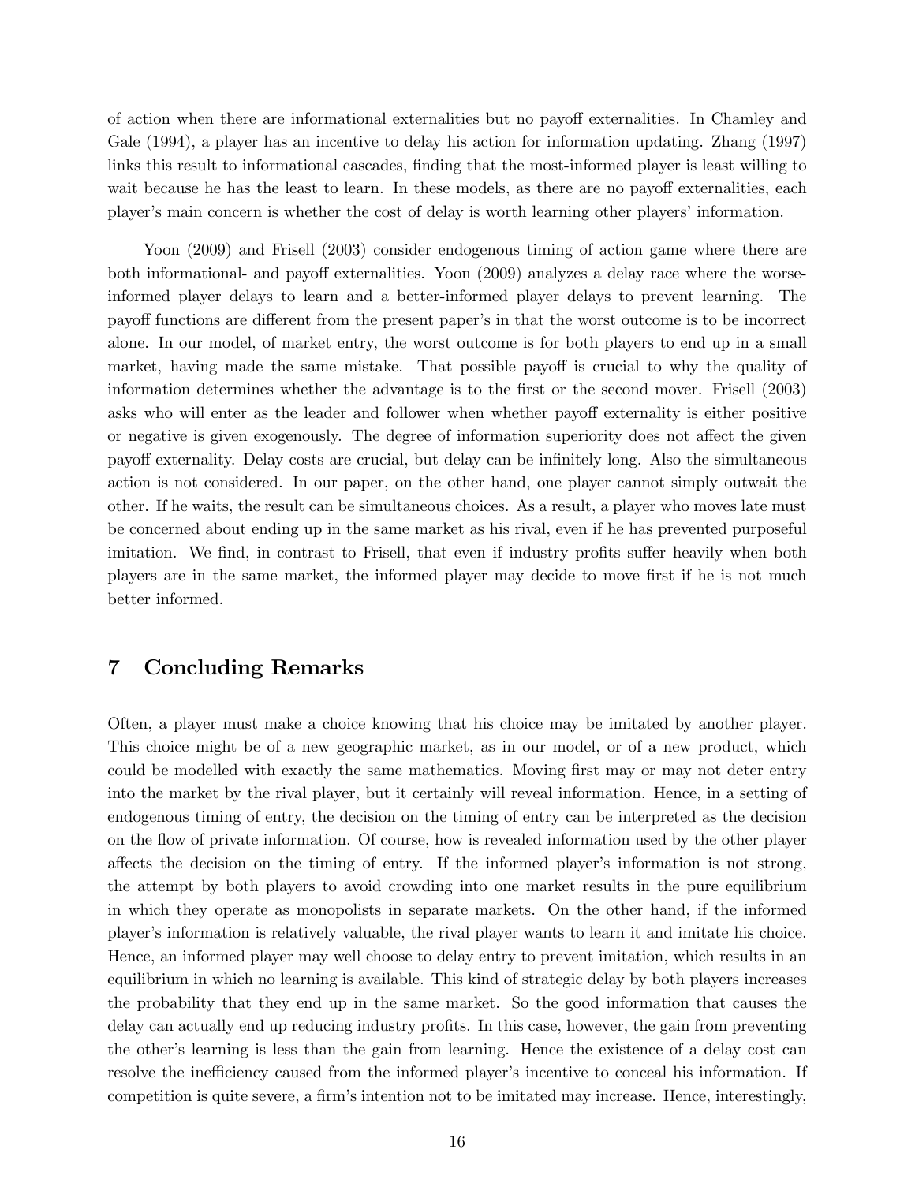of action when there are informational externalities but no payoff externalities. In Chamley and Gale (1994), a player has an incentive to delay his action for information updating. Zhang (1997) links this result to informational cascades, finding that the most-informed player is least willing to wait because he has the least to learn. In these models, as there are no payoff externalities, each player's main concern is whether the cost of delay is worth learning other players' information.

Yoon (2009) and Frisell (2003) consider endogenous timing of action game where there are both informational- and payoff externalities. Yoon (2009) analyzes a delay race where the worse-informed player delays to learn and a better-informed player delays to prevent learning. The payoff functions are different from the present paper's in that the worst outcome is to be incorrect alone. In our model, of market entry, the worst outcome is for both players to end up in a small market, having made the same mistake. That possible payoff is crucial to why the quality of information determines whether the advantage is to the first or the second mover. Frisell (2003) asks who will enter as the leader and follower when whether payoff externality is either positive or negative is given exogenously. The degree of information superiority does not affect the given payoff externality. Delay costs are crucial, but delay can be infinitely long. Also the simultaneous action is not considered. In our paper, on the other hand, one player cannot simply outwait the other. If he waits, the result can be simultaneous choices. As a result, a player who moves late must be concerned about ending up in the same market as his rival, even if he has prevented purposeful imitation. We find, in contrast to Frisell, that even if industry profits suffer heavily when both players are in the same market, the informed player may decide to move first if he is not much better informed.

## 7 Concluding Remarks

Often, a player must make a choice knowing that his choice may be imitated by another player. This choice might be of a new geographic market, as in our model, or of a new product, which could be modelled with exactly the same mathematics. Moving first may or may not deter entry into the market by the rival player, but it certainly will reveal information. Hence, in a setting of endogenous timing of entry, the decision on the timing of entry can be interpreted as the decision on the flow of private information. Of course, how is revealed information used by the other player affects the decision on the timing of entry. If the informed player's information is not strong, the attempt by both players to avoid crowding into one market results in the pure equilibrium in which they operate as monopolists in separate markets. On the other hand, if the informed player's information is relatively valuable, the rival player wants to learn it and imitate his choice. Hence, an informed player may well choose to delay entry to prevent imitation, which results in an equilibrium in which no learning is available. This kind of strategic delay by both players increases the probability that they end up in the same market. So the good information that causes the delay can actually end up reducing industry profits. In this case, however, the gain from preventing the other's learning is less than the gain from learning. Hence the existence of a delay cost can resolve the inefficiency caused from the informed player's incentive to conceal his information. If competition is quite severe, a firm's intention not to be imitated may increase. Hence, interestingly,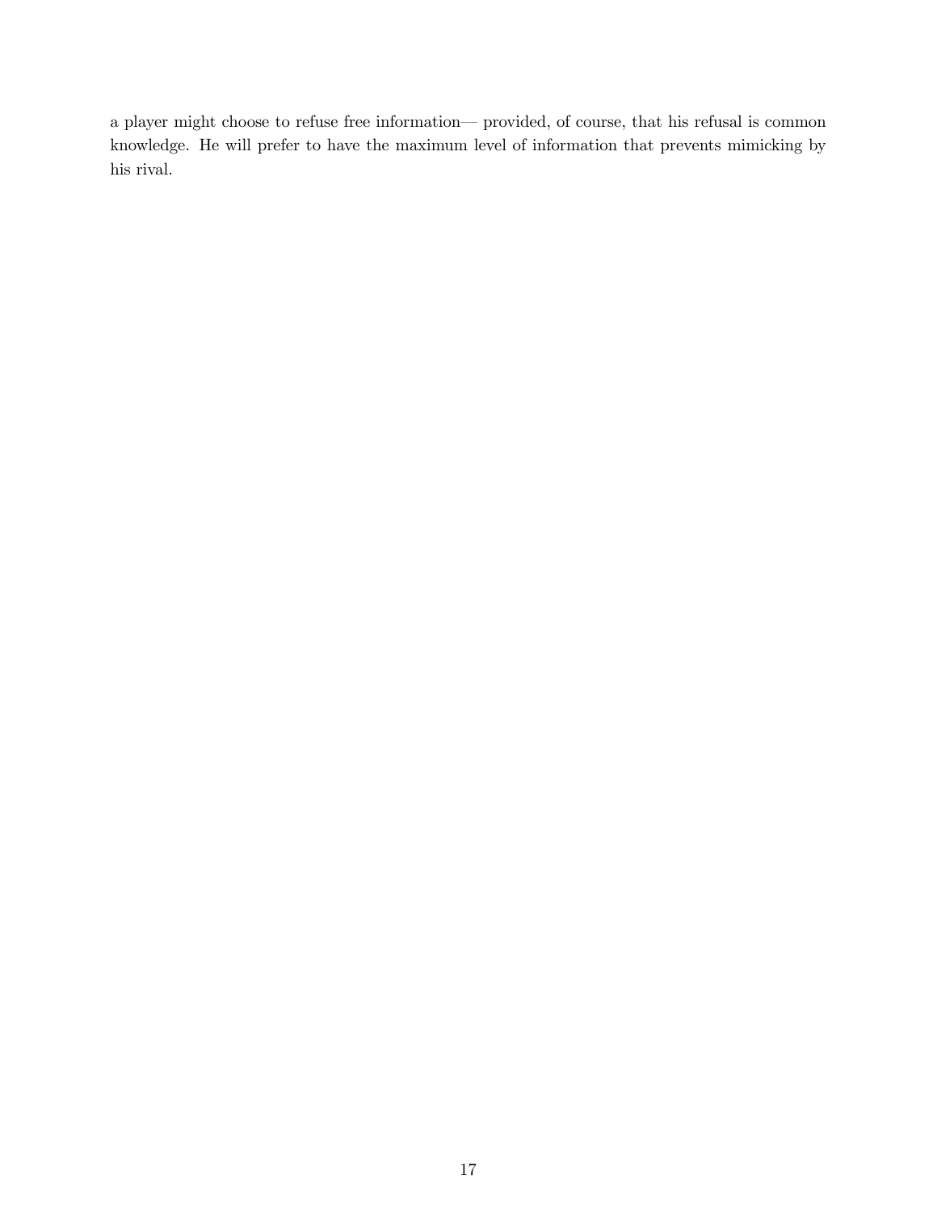a player might choose to refuse free information— provided, of course, that his refusal is common knowledge. He will prefer to have the maximum level of information that prevents mimicking by his rival.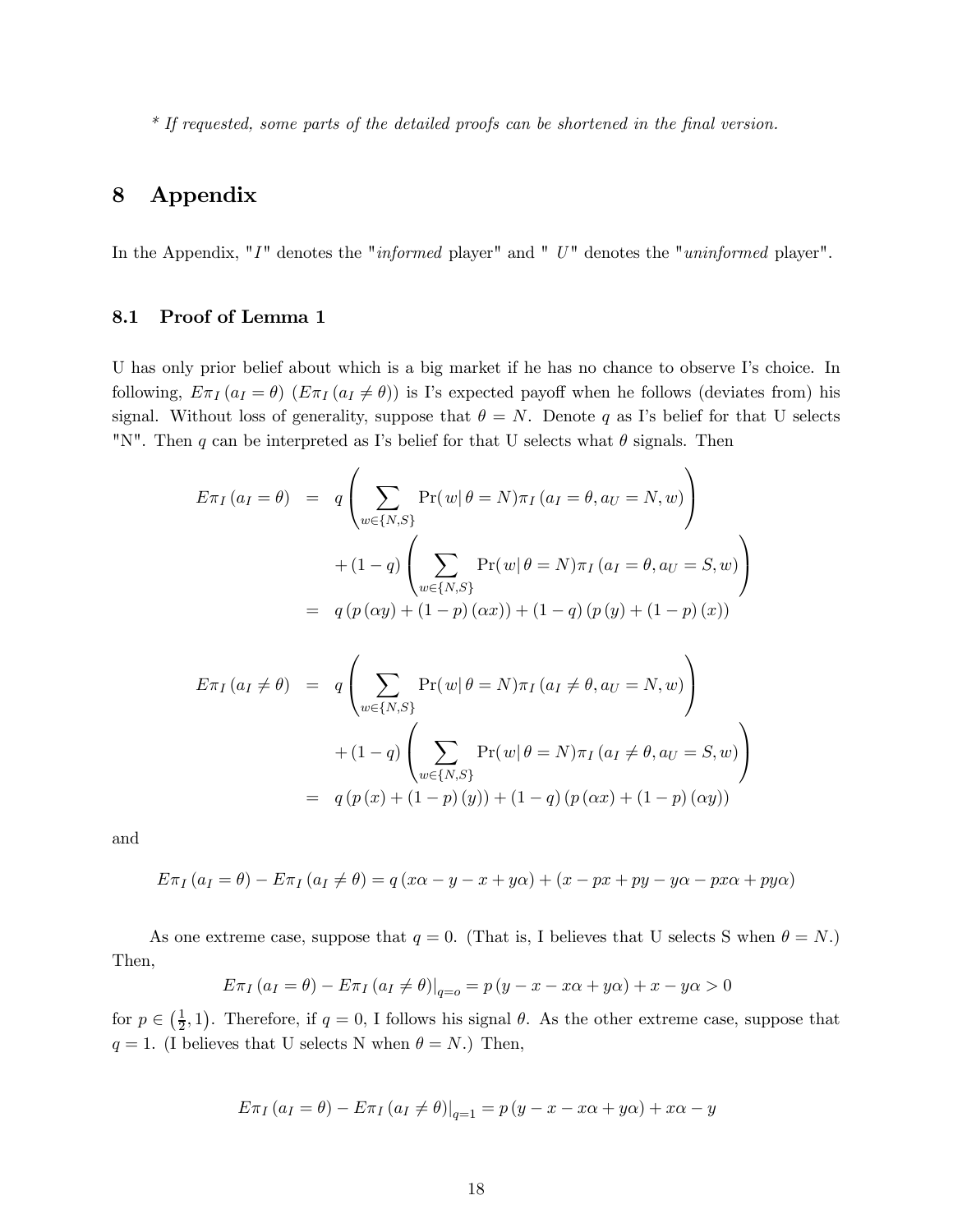*\* If requested, some parts of the detailed proofs can be shortened in the final version.*

# 8 Appendix

In the Appendix, "$I$" denotes the "*informed* player" and " $U$" denotes the "*uninformed* player".

## 8.1 Proof of Lemma 1

U has only prior belief about which is a big market if he has no chance to observe I's choice. In following, $E\pi_I(a_I = \theta)$ $(E\pi_I(a_I \neq \theta))$ is I's expected payoff when he follows (deviates from) his signal. Without loss of generality, suppose that $\theta = N$. Denote $q$ as I's belief for that U selects "N". Then $q$ can be interpreted as I's belief for that U selects what $\theta$ signals. Then

$$
\begin{aligned}
E\pi_I(a_I = \theta) &= q\left(\sum_{w\in\{N,S\}} \Pr(w|\theta = N)\pi_I(a_I = \theta, a_U = N, w)\right) \\
&\quad + (1-q)\left(\sum_{w\in\{N,S\}} \Pr(w|\theta = N)\pi_I(a_I = \theta, a_U = S, w)\right) \\
&= q\left(p(\alpha y) + (1-p)(\alpha x)\right) + (1-q)\left(p(y) + (1-p)(x)\right)
\end{aligned}
$$

$$
\begin{aligned}
E\pi_I(a_I \neq \theta) &= q\left(\sum_{w\in\{N,S\}} \Pr(w|\theta = N)\pi_I(a_I \neq \theta, a_U = N, w)\right) \\
&\quad + (1-q)\left(\sum_{w\in\{N,S\}} \Pr(w|\theta = N)\pi_I(a_I \neq \theta, a_U = S, w)\right) \\
&= q\left(p(x) + (1-p)(y)\right) + (1-q)\left(p(\alpha x) + (1-p)(\alpha y)\right)
\end{aligned}
$$

and

$$
E\pi_I(a_I = \theta) - E\pi_I(a_I \neq \theta) = q(x\alpha - y - x + y\alpha) + (x - px + py - y\alpha - px\alpha + py\alpha)
$$

As one extreme case, suppose that $q = 0$. (That is, I believes that U selects S when $\theta = N$.) Then,

$$
E\pi_I(a_I = \theta) - E\pi_I(a_I \neq \theta)|_{q=o} = p(y - x - x\alpha + y\alpha) + x - y\alpha > 0
$$

for $p \in \left(\frac{1}{2}, 1\right)$. Therefore, if $q = 0$, I follows his signal $\theta$. As the other extreme case, suppose that $q = 1$. (I believes that U selects N when $\theta = N$.) Then,

$$
E\pi_I(a_I = \theta) - E\pi_I(a_I \neq \theta)|_{q=1} = p(y - x - x\alpha + y\alpha) + x\alpha - y
$$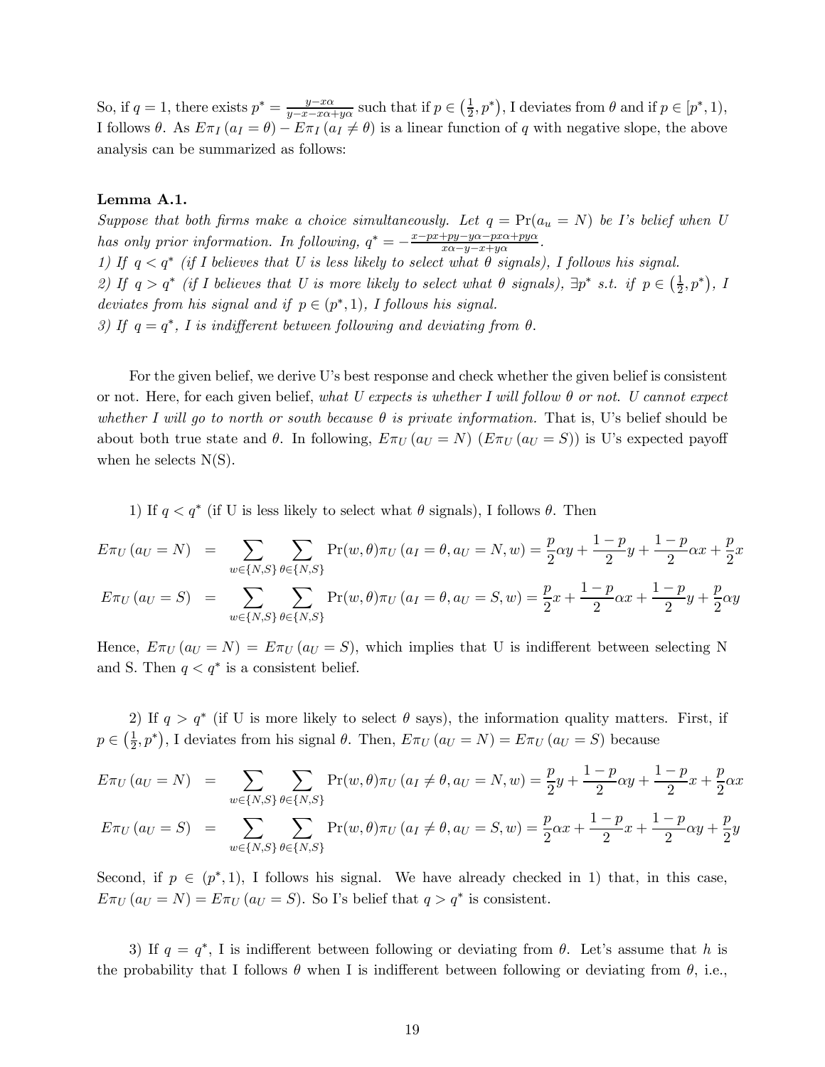So, if $q = 1$, there exists $p^* = \frac{y - x\alpha}{y - x - x\alpha + y\alpha}$ such that if $p \in \left(\frac{1}{2}, p^*\right)$, I deviates from $\theta$ and if $p \in [p^*, 1)$, I follows $\theta$. As $E\pi_I(a_I = \theta) - E\pi_I(a_I \neq \theta)$ is a linear function of $q$ with negative slope, the above analysis can be summarized as follows:

**Lemma A.1.**

*Suppose that both firms make a choice simultaneously. Let $q = \Pr(a_u = N)$ be I's belief when U has only prior information. In following, $q^* = -\frac{x - px + py - y\alpha - px\alpha + py\alpha}{x\alpha - y - x + y\alpha}$.*

*1) If $q < q^*$ (if I believes that U is less likely to select what $\theta$ signals), I follows his signal.*

*2) If $q > q^*$ (if I believes that U is more likely to select what $\theta$ signals), $\exists p^*$ s.t. if $p \in \left(\frac{1}{2}, p^*\right)$, I deviates from his signal and if $p \in (p^*, 1)$, I follows his signal.*

*3) If $q = q^*$, I is indifferent between following and deviating from $\theta$.*

For the given belief, we derive U's best response and check whether the given belief is consistent or not. Here, for each given belief, *what U expects is whether I will follow $\theta$ or not. U cannot expect whether I will go to north or south because $\theta$ is private information.* That is, U's belief should be about both true state and $\theta$. In following, $E\pi_U(a_U = N)$ ($E\pi_U(a_U = S)$) is U's expected payoff when he selects N(S).

1) If $q < q^*$ (if U is less likely to select what $\theta$ signals), I follows $\theta$. Then

$$E\pi_U(a_U = N) = \sum_{w \in \{N,S\}} \sum_{\theta \in \{N,S\}} \Pr(w, \theta)\pi_U(a_I = \theta, a_U = N, w) = \frac{p}{2}\alpha y + \frac{1-p}{2}y + \frac{1-p}{2}\alpha x + \frac{p}{2}x$$

$$E\pi_U(a_U = S) = \sum_{w \in \{N,S\}} \sum_{\theta \in \{N,S\}} \Pr(w, \theta)\pi_U(a_I = \theta, a_U = S, w) = \frac{p}{2}x + \frac{1-p}{2}\alpha x + \frac{1-p}{2}y + \frac{p}{2}\alpha y$$

Hence, $E\pi_U(a_U = N) = E\pi_U(a_U = S)$, which implies that U is indifferent between selecting N and S. Then $q < q^*$ is a consistent belief.

2) If $q > q^*$ (if U is more likely to select $\theta$ says), the information quality matters. First, if $p \in \left(\frac{1}{2}, p^*\right)$, I deviates from his signal $\theta$. Then, $E\pi_U(a_U = N) = E\pi_U(a_U = S)$ because

$$E\pi_U(a_U = N) = \sum_{w \in \{N,S\}} \sum_{\theta \in \{N,S\}} \Pr(w, \theta)\pi_U(a_I \neq \theta, a_U = N, w) = \frac{p}{2}y + \frac{1-p}{2}\alpha y + \frac{1-p}{2}x + \frac{p}{2}\alpha x$$

$$E\pi_U(a_U = S) = \sum_{w \in \{N,S\}} \sum_{\theta \in \{N,S\}} \Pr(w, \theta)\pi_U(a_I \neq \theta, a_U = S, w) = \frac{p}{2}\alpha x + \frac{1-p}{2}x + \frac{1-p}{2}\alpha y + \frac{p}{2}y$$

Second, if $p \in (p^*, 1)$, I follows his signal. We have already checked in 1) that, in this case, $E\pi_U(a_U = N) = E\pi_U(a_U = S)$. So I's belief that $q > q^*$ is consistent.

3) If $q = q^*$, I is indifferent between following or deviating from $\theta$. Let's assume that $h$ is the probability that I follows $\theta$ when I is indifferent between following or deviating from $\theta$, i.e.,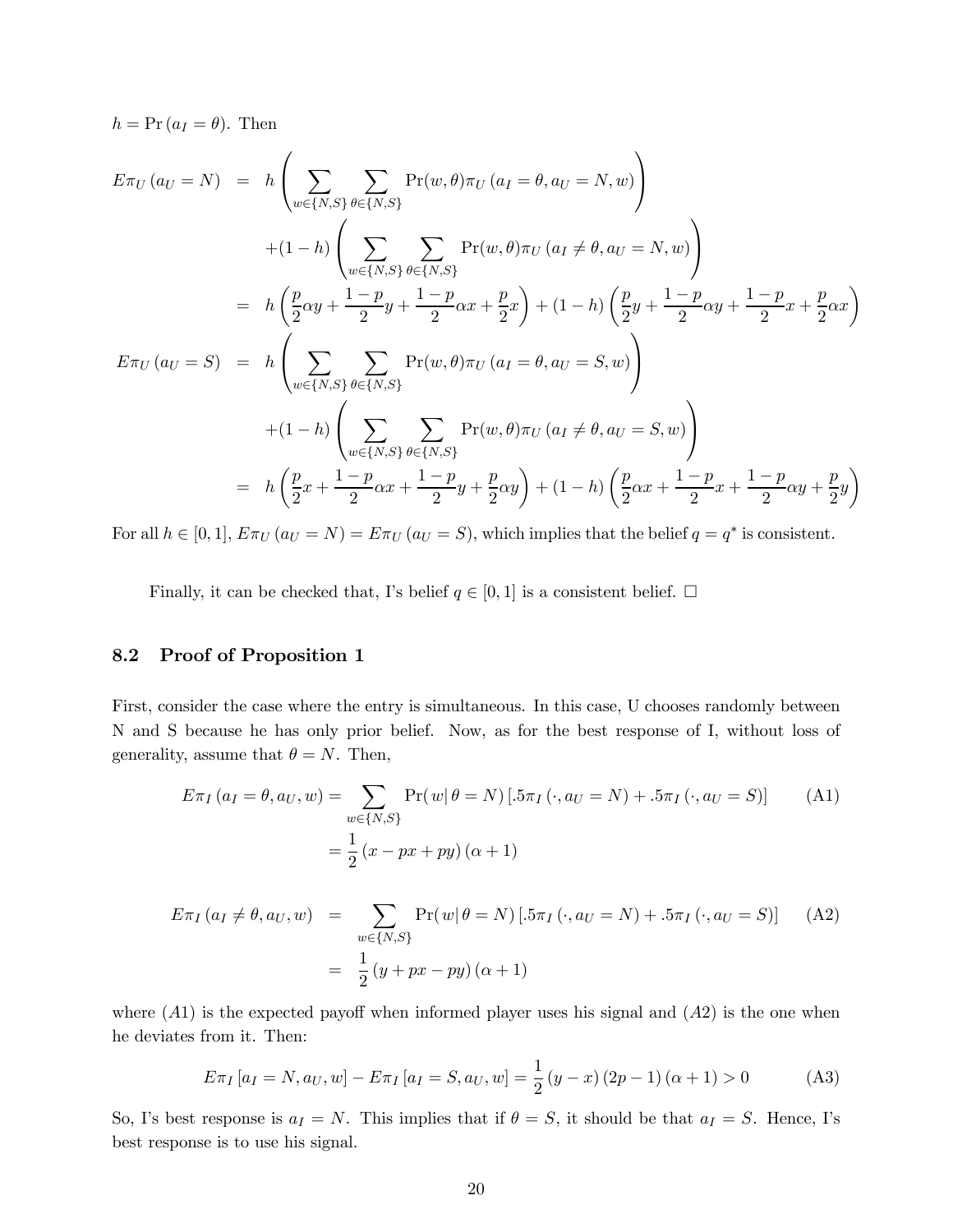$h = \Pr(a_I = \theta)$. Then

$$
\begin{aligned}
E\pi_U(a_U = N) &= h\left(\sum_{w\in\{N,S\}}\sum_{\theta\in\{N,S\}}\Pr(w,\theta)\pi_U(a_I=\theta, a_U=N, w)\right) \\
&\quad +(1-h)\left(\sum_{w\in\{N,S\}}\sum_{\theta\in\{N,S\}}\Pr(w,\theta)\pi_U(a_I\neq\theta, a_U=N, w)\right) \\
&= h\left(\frac{p}{2}\alpha y + \frac{1-p}{2}y + \frac{1-p}{2}\alpha x + \frac{p}{2}x\right) + (1-h)\left(\frac{p}{2}y + \frac{1-p}{2}\alpha y + \frac{1-p}{2}x + \frac{p}{2}\alpha x\right) \\
E\pi_U(a_U = S) &= h\left(\sum_{w\in\{N,S\}}\sum_{\theta\in\{N,S\}}\Pr(w,\theta)\pi_U(a_I=\theta, a_U=S, w)\right) \\
&\quad +(1-h)\left(\sum_{w\in\{N,S\}}\sum_{\theta\in\{N,S\}}\Pr(w,\theta)\pi_U(a_I\neq\theta, a_U=S, w)\right) \\
&= h\left(\frac{p}{2}x + \frac{1-p}{2}\alpha x + \frac{1-p}{2}y + \frac{p}{2}\alpha y\right) + (1-h)\left(\frac{p}{2}\alpha x + \frac{1-p}{2}x + \frac{1-p}{2}\alpha y + \frac{p}{2}y\right)
\end{aligned}
$$

For all $h \in [0,1]$, $E\pi_U(a_U = N) = E\pi_U(a_U = S)$, which implies that the belief $q = q^*$ is consistent.

Finally, it can be checked that, I's belief $q \in [0,1]$ is a consistent belief. □

## 8.2 Proof of Proposition 1

First, consider the case where the entry is simultaneous. In this case, U chooses randomly between N and S because he has only prior belief. Now, as for the best response of I, without loss of generality, assume that $\theta = N$. Then,

$$
\begin{aligned}
E\pi_I(a_I = \theta, a_U, w) &= \sum_{w\in\{N,S\}}\Pr(w|\,\theta = N)\left[.5\pi_I(\cdot, a_U = N) + .5\pi_I(\cdot, a_U = S)\right] \qquad \text{(A1)} \\
&= \frac{1}{2}(x - px + py)(\alpha + 1)
\end{aligned}
$$

$$
\begin{aligned}
E\pi_I(a_I \neq \theta, a_U, w) &= \sum_{w\in\{N,S\}}\Pr(w|\,\theta = N)\left[.5\pi_I(\cdot, a_U = N) + .5\pi_I(\cdot, a_U = S)\right] \qquad \text{(A2)} \\
&= \frac{1}{2}(y + px - py)(\alpha + 1)
\end{aligned}
$$

where $(A1)$ is the expected payoff when informed player uses his signal and $(A2)$ is the one when he deviates from it. Then:

$$
E\pi_I[a_I = N, a_U, w] - E\pi_I[a_I = S, a_U, w] = \frac{1}{2}(y - x)(2p - 1)(\alpha + 1) > 0 \qquad \text{(A3)}
$$

So, I's best response is $a_I = N$. This implies that if $\theta = S$, it should be that $a_I = S$. Hence, I's best response is to use his signal.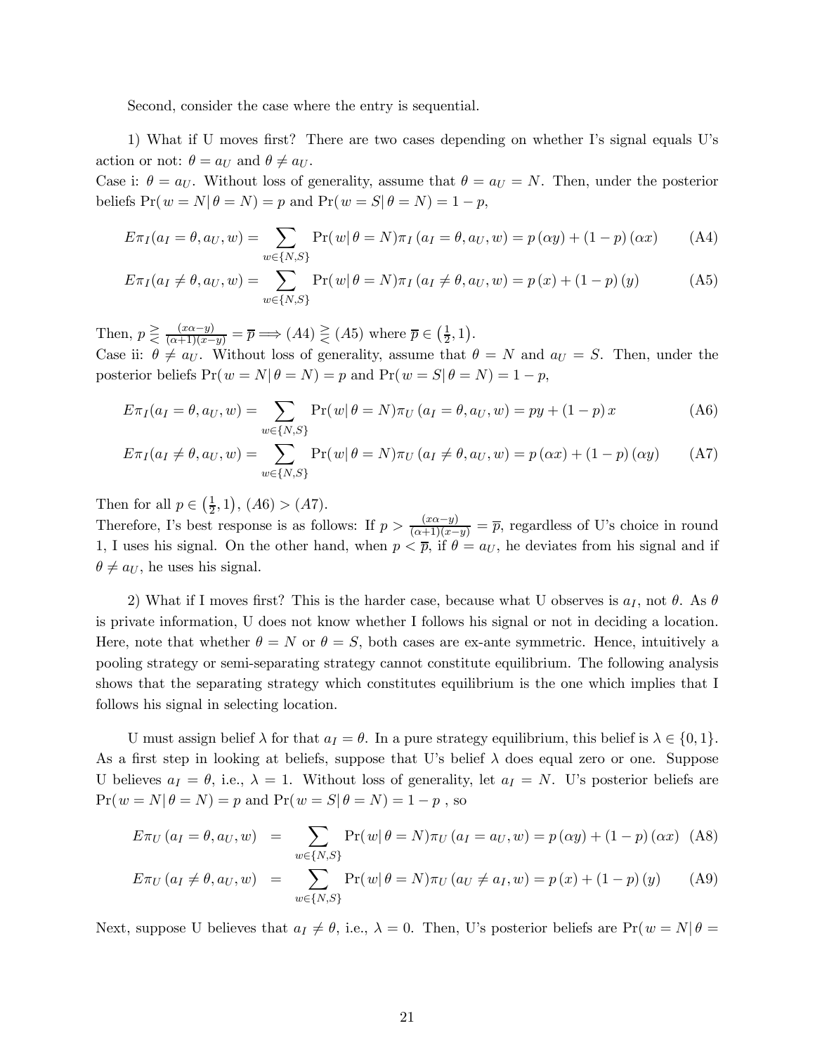Second, consider the case where the entry is sequential.

1) What if U moves first? There are two cases depending on whether I's signal equals U's action or not: $\theta = a_U$ and $\theta \neq a_U$.
Case i: $\theta = a_U$. Without loss of generality, assume that $\theta = a_U = N$. Then, under the posterior beliefs $\Pr(w = N|\theta = N) = p$ and $\Pr(w = S|\theta = N) = 1 - p$,

$$E\pi_I(a_I = \theta, a_U, w) = \sum_{w \in \{N,S\}} \Pr(w|\theta = N)\pi_I(a_I = \theta, a_U, w) = p(\alpha y) + (1-p)(\alpha x) \tag{A4}$$

$$E\pi_I(a_I \neq \theta, a_U, w) = \sum_{w \in \{N,S\}} \Pr(w|\theta = N)\pi_I(a_I \neq \theta, a_U, w) = p(x) + (1-p)(y) \tag{A5}$$

Then, $p \gtreqless \frac{(x\alpha - y)}{(\alpha+1)(x-y)} = \overline{p} \Longrightarrow (A4) \gtreqless (A5)$ where $\overline{p} \in \left(\frac{1}{2}, 1\right)$.
Case ii: $\theta \neq a_U$. Without loss of generality, assume that $\theta = N$ and $a_U = S$. Then, under the posterior beliefs $\Pr(w = N|\theta = N) = p$ and $\Pr(w = S|\theta = N) = 1 - p$,

$$E\pi_I(a_I = \theta, a_U, w) = \sum_{w \in \{N,S\}} \Pr(w|\theta = N)\pi_U(a_I = \theta, a_U, w) = py + (1-p)x \tag{A6}$$

$$E\pi_I(a_I \neq \theta, a_U, w) = \sum_{w \in \{N,S\}} \Pr(w|\theta = N)\pi_U(a_I \neq \theta, a_U, w) = p(\alpha x) + (1-p)(\alpha y) \tag{A7}$$

Then for all $p \in \left(\frac{1}{2}, 1\right)$, $(A6) > (A7)$.
Therefore, I's best response is as follows: If $p > \frac{(x\alpha - y)}{(\alpha+1)(x-y)} = \overline{p}$, regardless of U's choice in round 1, I uses his signal. On the other hand, when $p < \overline{p}$, if $\theta = a_U$, he deviates from his signal and if $\theta \neq a_U$, he uses his signal.

2) What if I moves first? This is the harder case, because what U observes is $a_I$, not $\theta$. As $\theta$ is private information, U does not know whether I follows his signal or not in deciding a location. Here, note that whether $\theta = N$ or $\theta = S$, both cases are ex-ante symmetric. Hence, intuitively a pooling strategy or semi-separating strategy cannot constitute equilibrium. The following analysis shows that the separating strategy which constitutes equilibrium is the one which implies that I follows his signal in selecting location.

U must assign belief $\lambda$ for that $a_I = \theta$. In a pure strategy equilibrium, this belief is $\lambda \in \{0, 1\}$. As a first step in looking at beliefs, suppose that U's belief $\lambda$ does equal zero or one. Suppose U believes $a_I = \theta$, i.e., $\lambda = 1$. Without loss of generality, let $a_I = N$. U's posterior beliefs are $\Pr(w = N|\theta = N) = p$ and $\Pr(w = S|\theta = N) = 1 - p$ , so

$$E\pi_U(a_I = \theta, a_U, w) = \sum_{w \in \{N,S\}} \Pr(w|\theta = N)\pi_U(a_I = a_U, w) = p(\alpha y) + (1-p)(\alpha x) \tag{A8}$$

$$E\pi_U(a_I \neq \theta, a_U, w) = \sum_{w \in \{N,S\}} \Pr(w|\theta = N)\pi_U(a_U \neq a_I, w) = p(x) + (1-p)(y) \tag{A9}$$

Next, suppose U believes that $a_I \neq \theta$, i.e., $\lambda = 0$. Then, U's posterior beliefs are $\Pr(w = N|\theta =$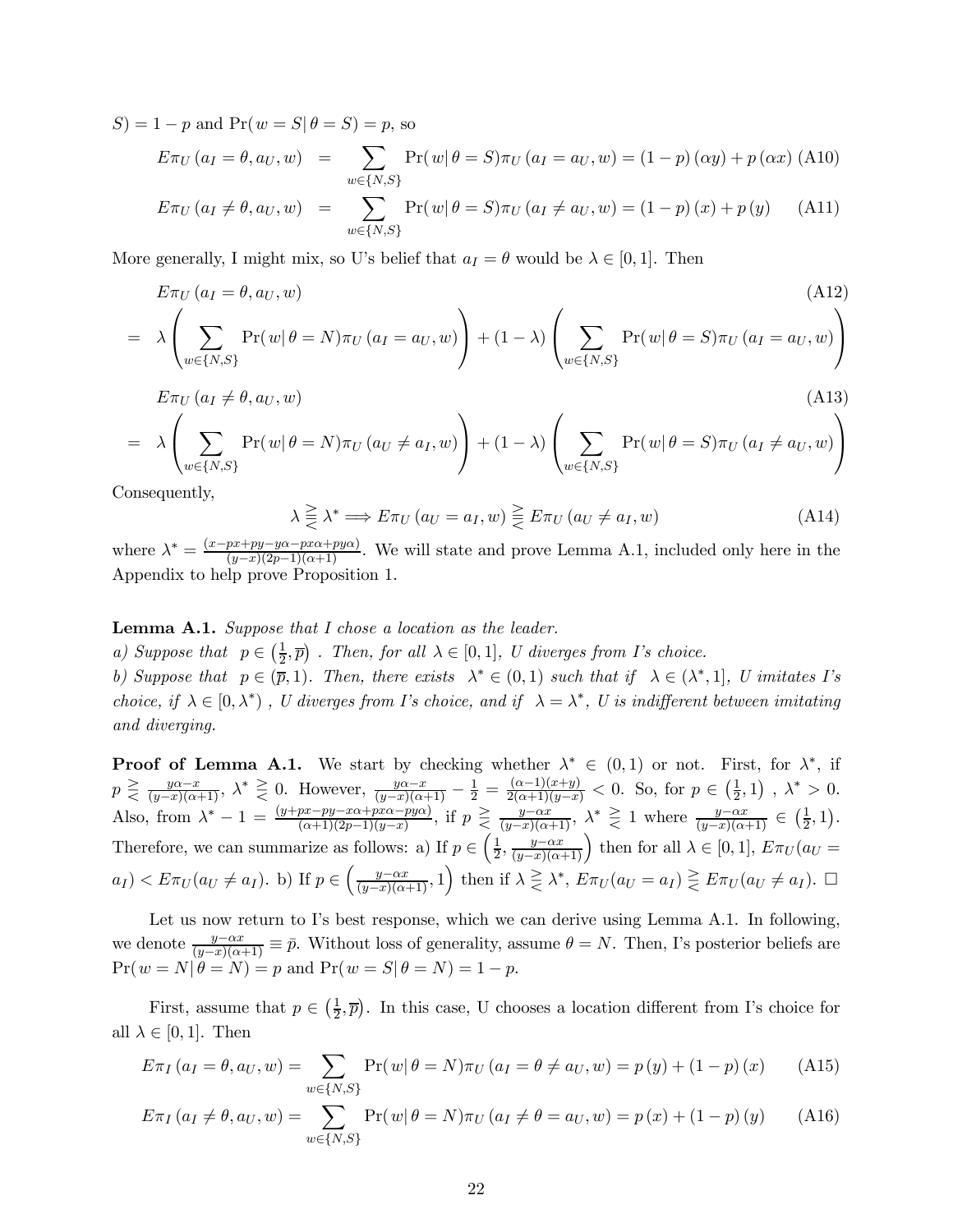$S) = 1-p$ and $\Pr(w=S|\,\theta=S) = p$, so

$$E\pi_U(a_I=\theta, a_U, w) = \sum_{w\in\{N,S\}} \Pr(w|\,\theta=S)\pi_U(a_I=a_U,w) = (1-p)(\alpha y) + p(\alpha x) \quad \text{(A10)}$$

$$E\pi_U(a_I\neq\theta, a_U, w) = \sum_{w\in\{N,S\}} \Pr(w|\,\theta=S)\pi_U(a_I\neq a_U,w) = (1-p)(x) + p(y) \quad \text{(A11)}$$

More generally, I might mix, so U's belief that $a_I=\theta$ would be $\lambda\in[0,1]$. Then

$$E\pi_U(a_I=\theta, a_U, w) \quad \text{(A12)}$$

$$= \lambda\left(\sum_{w\in\{N,S\}} \Pr(w|\,\theta=N)\pi_U(a_I=a_U,w)\right) + (1-\lambda)\left(\sum_{w\in\{N,S\}} \Pr(w|\,\theta=S)\pi_U(a_I=a_U,w)\right)$$

$$E\pi_U(a_I\neq\theta, a_U, w) \quad \text{(A13)}$$

$$= \lambda\left(\sum_{w\in\{N,S\}} \Pr(w|\,\theta=N)\pi_U(a_U\neq a_I,w)\right) + (1-\lambda)\left(\sum_{w\in\{N,S\}} \Pr(w|\,\theta=S)\pi_U(a_I\neq a_U,w)\right)$$

Consequently,

$$\lambda \gtreqless \lambda^* \Longrightarrow E\pi_U(a_U=a_I,w) \gtreqless E\pi_U(a_U\neq a_I,w) \quad \text{(A14)}$$

where $\lambda^* = \frac{(x-px+py\alpha-y\alpha-px\alpha+py\alpha)}{(y-x)(2p-1)(\alpha+1)}$. We will state and prove Lemma A.1, included only here in the Appendix to help prove Proposition 1.

**Lemma A.1.** *Suppose that I chose a location as the leader.*
*a) Suppose that* $p\in\left(\frac{1}{2},\overline{p}\right)$ *. Then, for all* $\lambda\in[0,1]$*, U diverges from I's choice.*
*b) Suppose that* $p\in(\overline{p},1)$*. Then, there exists* $\lambda^*\in(0,1)$ *such that if* $\lambda\in(\lambda^*,1]$*, U imitates I's choice, if* $\lambda\in[0,\lambda^*)$ *, U diverges from I's choice, and if* $\lambda=\lambda^*$*, U is indifferent between imitating and diverging.*

**Proof of Lemma A.1.** We start by checking whether $\lambda^*\in(0,1)$ or not. First, for $\lambda^*$, if $p \gtreqless \frac{y\alpha-x}{(y-x)(\alpha+1)}$, $\lambda^* \gtreqless 0$. However, $\frac{y\alpha-x}{(y-x)(\alpha+1)} - \frac{1}{2} = \frac{(\alpha-1)(x+y)}{2(\alpha+1)(y-x)} < 0$. So, for $p\in\left(\frac{1}{2},1\right)$ , $\lambda^*>0$. Also, from $\lambda^*-1 = \frac{(y+px-py-x\alpha+px\alpha-py\alpha)}{(\alpha+1)(2p-1)(y-x)}$, if $p \gtreqless \frac{y-\alpha x}{(y-x)(\alpha+1)}$, $\lambda^* \gtreqless 1$ where $\frac{y-\alpha x}{(y-x)(\alpha+1)} \in \left(\frac{1}{2},1\right)$. Therefore, we can summarize as follows: a) If $p\in\left(\frac{1}{2},\frac{y-\alpha x}{(y-x)(\alpha+1)}\right)$ then for all $\lambda\in[0,1]$, $E\pi_U(a_U=a_I) < E\pi_U(a_U\neq a_I)$. b) If $p\in\left(\frac{y-\alpha x}{(y-x)(\alpha+1)},1\right)$ then if $\lambda \gtreqless \lambda^*$, $E\pi_U(a_U=a_I) \gtreqless E\pi_U(a_U\neq a_I)$. $\square$

Let us now return to I's best response, which we can derive using Lemma A.1. In following, we denote $\frac{y-\alpha x}{(y-x)(\alpha+1)} \equiv \bar{p}$. Without loss of generality, assume $\theta=N$. Then, I's posterior beliefs are $\Pr(w=N|\,\theta=N)=p$ and $\Pr(w=S|\,\theta=N)=1-p$.

First, assume that $p\in\left(\frac{1}{2},\overline{p}\right)$. In this case, U chooses a location different from I's choice for all $\lambda\in[0,1]$. Then

$$E\pi_I(a_I=\theta, a_U, w) = \sum_{w\in\{N,S\}} \Pr(w|\,\theta=N)\pi_U(a_I=\theta\neq a_U,w) = p(y) + (1-p)(x) \quad \text{(A15)}$$

$$E\pi_I(a_I\neq\theta, a_U, w) = \sum_{w\in\{N,S\}} \Pr(w|\,\theta=N)\pi_U(a_I\neq\theta=a_U,w) = p(x) + (1-p)(y) \quad \text{(A16)}$$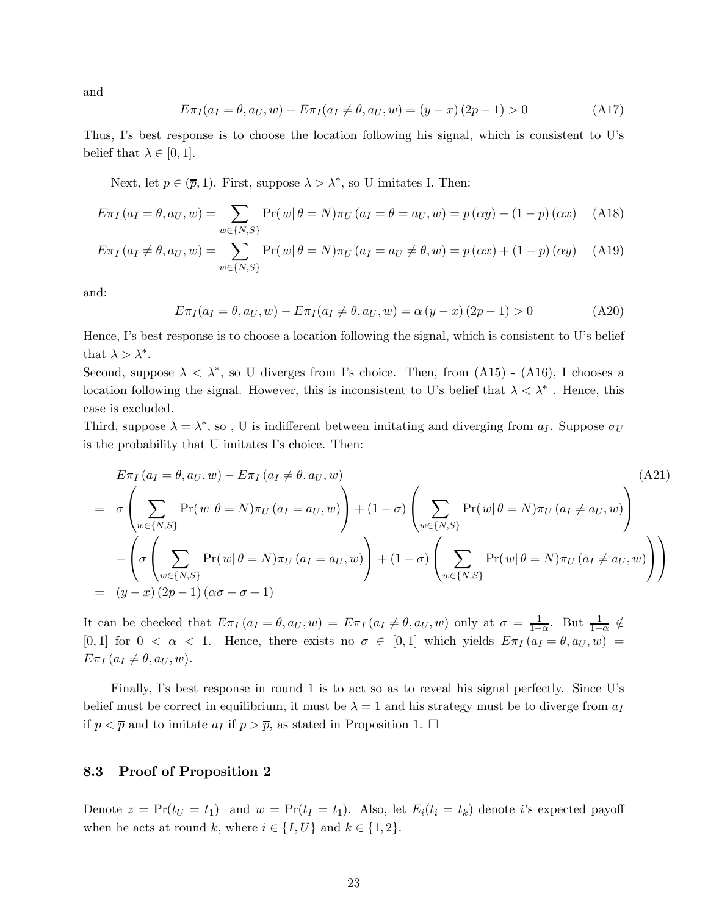and

$$E\pi_I(a_I = \theta, a_U, w) - E\pi_I(a_I \neq \theta, a_U, w) = (y - x)(2p - 1) > 0 \tag{A17}$$

Thus, I's best response is to choose the location following his signal, which is consistent to U's belief that $\lambda \in [0, 1]$.

Next, let $p \in (\overline{p}, 1)$. First, suppose $\lambda > \lambda^*$, so U imitates I. Then:

$$E\pi_I(a_I = \theta, a_U, w) = \sum_{w \in \{N,S\}} \Pr(w|\,\theta = N)\pi_U(a_I = \theta = a_U, w) = p(\alpha y) + (1-p)(\alpha x) \tag{A18}$$

$$E\pi_I(a_I \neq \theta, a_U, w) = \sum_{w \in \{N,S\}} \Pr(w|\,\theta = N)\pi_U(a_I = a_U \neq \theta, w) = p(\alpha x) + (1-p)(\alpha y) \tag{A19}$$

and:

$$E\pi_I(a_I = \theta, a_U, w) - E\pi_I(a_I \neq \theta, a_U, w) = \alpha(y - x)(2p - 1) > 0 \tag{A20}$$

Hence, I's best response is to choose a location following the signal, which is consistent to U's belief that $\lambda > \lambda^*$.

Second, suppose $\lambda < \lambda^*$, so U diverges from I's choice. Then, from (A15) - (A16), I chooses a location following the signal. However, this is inconsistent to U's belief that $\lambda < \lambda^*$. Hence, this case is excluded.

Third, suppose $\lambda = \lambda^*$, so , U is indifferent between imitating and diverging from $a_I$. Suppose $\sigma_U$ is the probability that U imitates I's choice. Then:

$$\begin{aligned}
& E\pi_I(a_I = \theta, a_U, w) - E\pi_I(a_I \neq \theta, a_U, w) \qquad\qquad \text{(A21)} \\
= \ & \sigma\left(\sum_{w \in \{N,S\}} \Pr(w|\,\theta = N)\pi_U(a_I = a_U, w)\right) + (1-\sigma)\left(\sum_{w \in \{N,S\}} \Pr(w|\,\theta = N)\pi_U(a_I \neq a_U, w)\right) \\
& - \left(\sigma\left(\sum_{w \in \{N,S\}} \Pr(w|\,\theta = N)\pi_U(a_I = a_U, w)\right) + (1-\sigma)\left(\sum_{w \in \{N,S\}} \Pr(w|\,\theta = N)\pi_U(a_I \neq a_U, w)\right)\right) \\
= \ & (y - x)(2p - 1)(\alpha\sigma - \sigma + 1)
\end{aligned}$$

It can be checked that $E\pi_I(a_I = \theta, a_U, w) = E\pi_I(a_I \neq \theta, a_U, w)$ only at $\sigma = \frac{1}{1-\alpha}$. But $\frac{1}{1-\alpha} \notin [0, 1]$ for $0 < \alpha < 1$. Hence, there exists no $\sigma \in [0, 1]$ which yields $E\pi_I(a_I = \theta, a_U, w) = E\pi_I(a_I \neq \theta, a_U, w)$.

Finally, I's best response in round 1 is to act so as to reveal his signal perfectly. Since U's belief must be correct in equilibrium, it must be $\lambda = 1$ and his strategy must be to diverge from $a_I$ if $p < \overline{p}$ and to imitate $a_I$ if $p > \overline{p}$, as stated in Proposition 1. □

### 8.3 Proof of Proposition 2

Denote $z = \Pr(t_U = t_1)$ and $w = \Pr(t_I = t_1)$. Also, let $E_i(t_i = t_k)$ denote $i$'s expected payoff when he acts at round $k$, where $i \in \{I, U\}$ and $k \in \{1, 2\}$.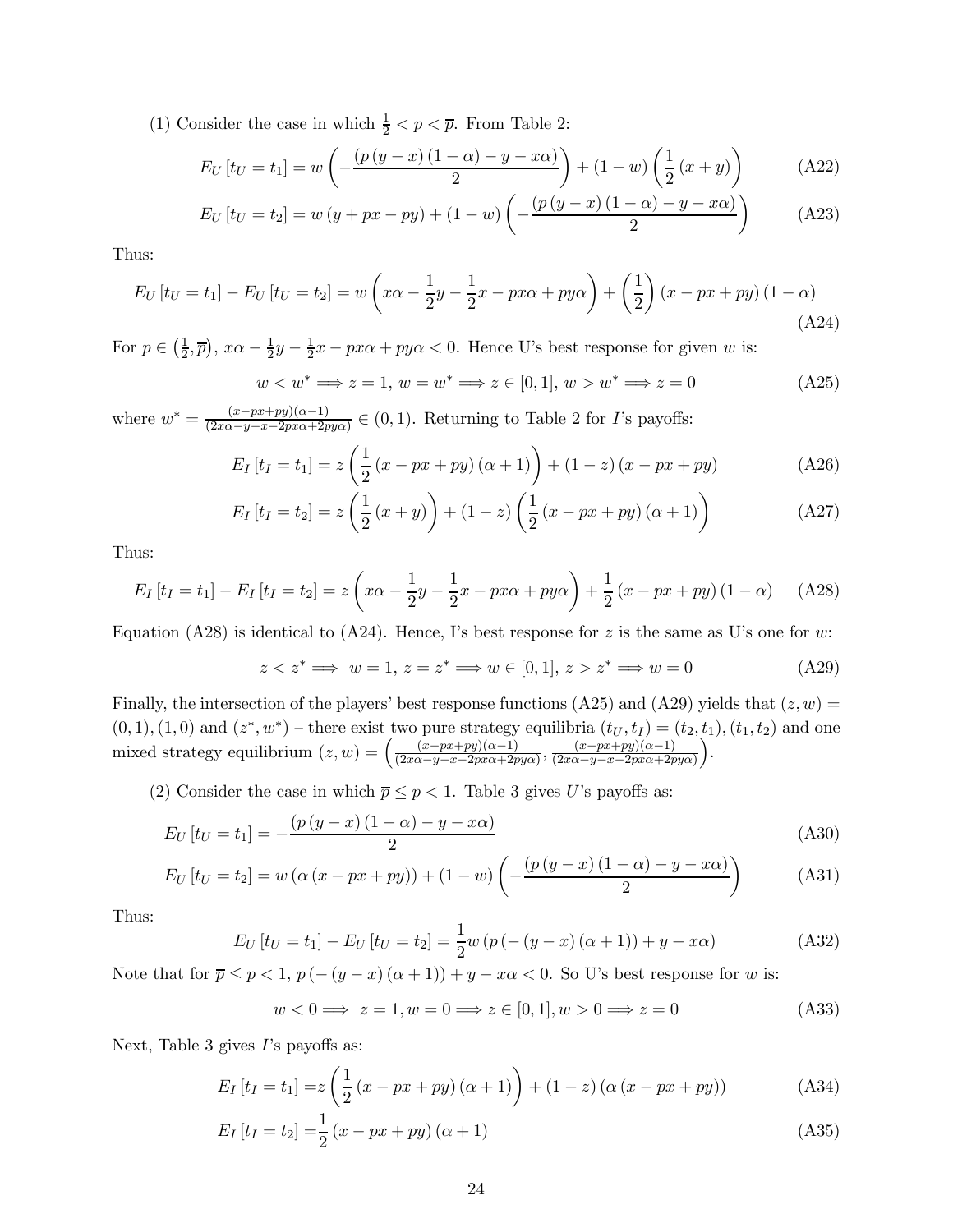(1) Consider the case in which $\frac{1}{2} < p < \overline{p}$. From Table 2:

$$E_U [t_U = t_1] = w \left( -\frac{(p(y-x)(1-\alpha) - y - x\alpha)}{2} \right) + (1-w) \left( \frac{1}{2}(x+y) \right) \tag{A22}$$

$$E_U [t_U = t_2] = w (y + px - py) + (1-w) \left( -\frac{(p(y-x)(1-\alpha) - y - x\alpha)}{2} \right) \tag{A23}$$

Thus:

$$E_U [t_U = t_1] - E_U [t_U = t_2] = w \left( x\alpha - \frac{1}{2}y - \frac{1}{2}x - px\alpha + py\alpha \right) + \left( \frac{1}{2} \right) (x - px + py)(1-\alpha) \tag{A24}$$

For $p \in \left(\frac{1}{2}, \overline{p}\right)$, $x\alpha - \frac{1}{2}y - \frac{1}{2}x - px\alpha + py\alpha < 0$. Hence U's best response for given $w$ is:

$$w < w^* \Longrightarrow z = 1,\ w = w^* \Longrightarrow z \in [0,1],\ w > w^* \Longrightarrow z = 0 \tag{A25}$$

where $w^* = \frac{(x-px+py)(\alpha-1)}{(2x\alpha - y - x - 2px\alpha + 2py\alpha)} \in (0,1)$. Returning to Table 2 for $I$'s payoffs:

$$E_I [t_I = t_1] = z \left( \frac{1}{2}(x - px + py)(\alpha + 1) \right) + (1-z)(x - px + py) \tag{A26}$$

$$E_I [t_I = t_2] = z \left( \frac{1}{2}(x+y) \right) + (1-z) \left( \frac{1}{2}(x - px + py)(\alpha + 1) \right) \tag{A27}$$

Thus:

$$E_I [t_I = t_1] - E_I [t_I = t_2] = z \left( x\alpha - \frac{1}{2}y - \frac{1}{2}x - px\alpha + py\alpha \right) + \frac{1}{2}(x - px + py)(1-\alpha) \tag{A28}$$

Equation (A28) is identical to (A24). Hence, I's best response for $z$ is the same as U's one for $w$:

$$z < z^* \Longrightarrow\ w = 1,\ z = z^* \Longrightarrow w \in [0,1],\ z > z^* \Longrightarrow w = 0 \tag{A29}$$

Finally, the intersection of the players' best response functions (A25) and (A29) yields that $(z, w) = (0,1), (1,0)$ and $(z^*, w^*)$ – there exist two pure strategy equilibria $(t_U, t_I) = (t_2, t_1), (t_1, t_2)$ and one mixed strategy equilibrium $(z, w) = \left( \frac{(x-px+py)(\alpha-1)}{(2x\alpha - y - x - 2px\alpha + 2py\alpha)}, \frac{(x-px+py)(\alpha-1)}{(2x\alpha - y - x - 2px\alpha + 2py\alpha)} \right)$.

(2) Consider the case in which $\overline{p} \leq p < 1$. Table 3 gives $U$'s payoffs as:

$$E_U [t_U = t_1] = -\frac{(p(y-x)(1-\alpha) - y - x\alpha)}{2} \tag{A30}$$

$$E_U [t_U = t_2] = w (\alpha (x - px + py)) + (1-w) \left( -\frac{(p(y-x)(1-\alpha) - y - x\alpha)}{2} \right) \tag{A31}$$

Thus:

$$E_U [t_U = t_1] - E_U [t_U = t_2] = \frac{1}{2} w (p(-(y-x)(\alpha+1)) + y - x\alpha) \tag{A32}$$

Note that for $\overline{p} \leq p < 1$, $p(-(y-x)(\alpha+1)) + y - x\alpha < 0$. So U's best response for $w$ is:

$$w < 0 \Longrightarrow\ z = 1, w = 0 \Longrightarrow z \in [0,1], w > 0 \Longrightarrow z = 0 \tag{A33}$$

Next, Table 3 gives $I$'s payoffs as:

$$E_I [t_I = t_1] = z \left( \frac{1}{2}(x - px + py)(\alpha + 1) \right) + (1-z)(\alpha (x - px + py)) \tag{A34}$$

$$E_I [t_I = t_2] = \frac{1}{2}(x - px + py)(\alpha + 1) \tag{A35}$$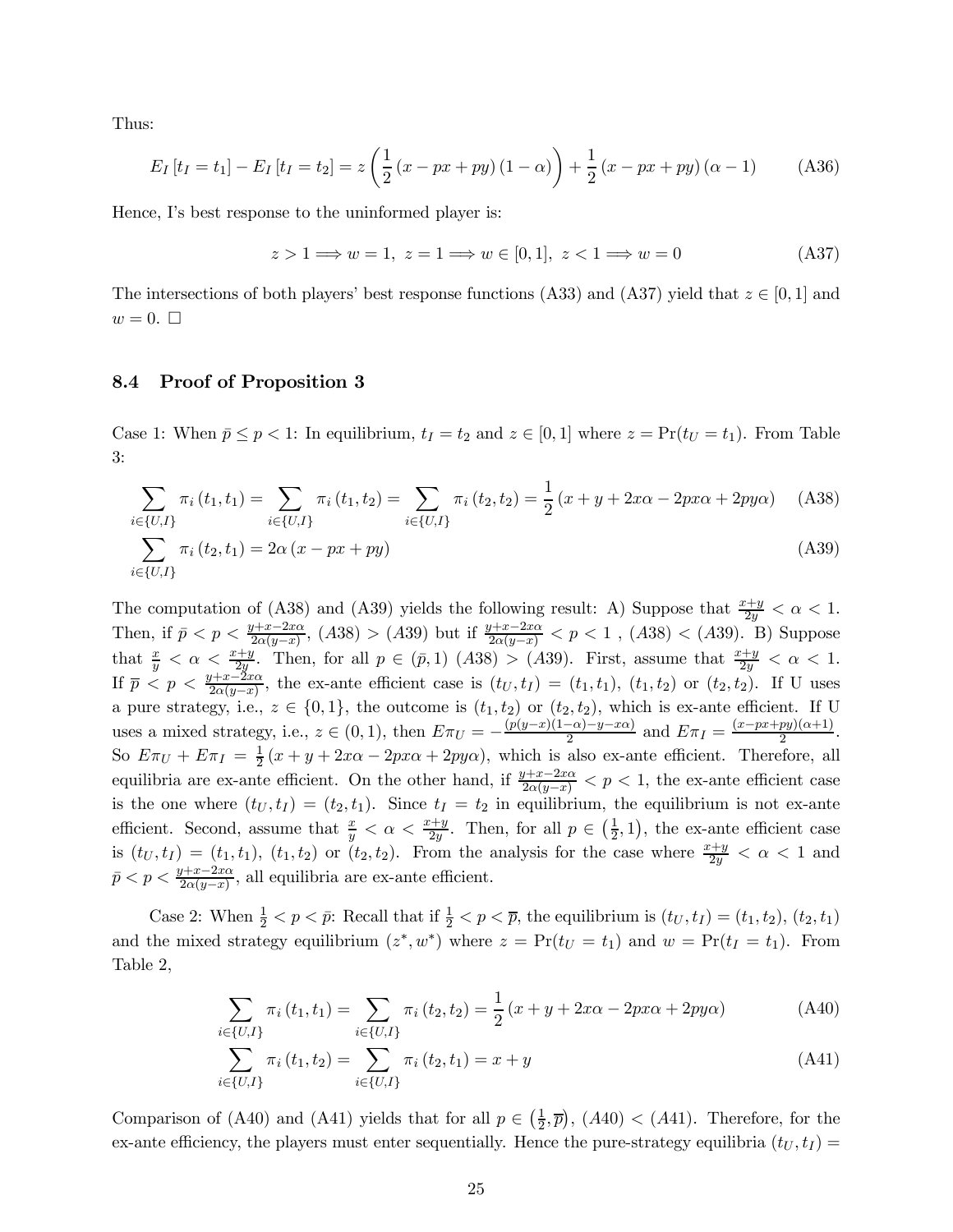Thus:

$$E_I[t_I = t_1] - E_I[t_I = t_2] = z\left(\frac{1}{2}(x - px + py)(1 - \alpha)\right) + \frac{1}{2}(x - px + py)(\alpha - 1) \tag{A36}$$

Hence, I's best response to the uninformed player is:

$$z > 1 \Longrightarrow w = 1,\ z = 1 \Longrightarrow w \in [0, 1],\ z < 1 \Longrightarrow w = 0 \tag{A37}$$

The intersections of both players' best response functions (A33) and (A37) yield that $z \in [0, 1]$ and $w = 0$. $\square$

### 8.4 Proof of Proposition 3

Case 1: When $\bar{p} \leq p < 1$: In equilibrium, $t_I = t_2$ and $z \in [0, 1]$ where $z = \Pr(t_U = t_1)$. From Table 3:

$$\sum_{i \in \{U,I\}} \pi_i(t_1, t_1) = \sum_{i \in \{U,I\}} \pi_i(t_1, t_2) = \sum_{i \in \{U,I\}} \pi_i(t_2, t_2) = \frac{1}{2}(x + y + 2x\alpha - 2px\alpha + 2py\alpha) \tag{A38}$$

$$\sum_{i \in \{U,I\}} \pi_i(t_2, t_1) = 2\alpha(x - px + py) \tag{A39}$$

The computation of (A38) and (A39) yields the following result: A) Suppose that $\frac{x+y}{2y} < \alpha < 1$. Then, if $\bar{p} < p < \frac{y+x-2x\alpha}{2\alpha(y-x)}$, (A38) $>$ (A39) but if $\frac{y+x-2x\alpha}{2\alpha(y-x)} < p < 1$ , (A38) $<$ (A39). B) Suppose that $\frac{x}{y} < \alpha < \frac{x+y}{2y}$. Then, for all $p \in (\bar{p}, 1)$ (A38) $>$ (A39). First, assume that $\frac{x+y}{2y} < \alpha < 1$. If $\overline{p} < p < \frac{y+x-2x\alpha}{2\alpha(y-x)}$, the ex-ante efficient case is $(t_U, t_I) = (t_1, t_1)$, $(t_1, t_2)$ or $(t_2, t_2)$. If U uses a pure strategy, i.e., $z \in \{0, 1\}$, the outcome is $(t_1, t_2)$ or $(t_2, t_2)$, which is ex-ante efficient. If U uses a mixed strategy, i.e., $z \in (0, 1)$, then $E\pi_U = -\frac{(p(y-x)(1-\alpha)-y-x\alpha)}{2}$ and $E\pi_I = \frac{(x-px+py)(\alpha+1)}{2}$. So $E\pi_U + E\pi_I = \frac{1}{2}(x + y + 2x\alpha - 2px\alpha + 2py\alpha)$, which is also ex-ante efficient. Therefore, all equilibria are ex-ante efficient. On the other hand, if $\frac{y+x-2x\alpha}{2\alpha(y-x)} < p < 1$, the ex-ante efficient case is the one where $(t_U, t_I) = (t_2, t_1)$. Since $t_I = t_2$ in equilibrium, the equilibrium is not ex-ante efficient. Second, assume that $\frac{x}{y} < \alpha < \frac{x+y}{2y}$. Then, for all $p \in \left(\frac{1}{2}, 1\right)$, the ex-ante efficient case is $(t_U, t_I) = (t_1, t_1)$, $(t_1, t_2)$ or $(t_2, t_2)$. From the analysis for the case where $\frac{x+y}{2y} < \alpha < 1$ and $\bar{p} < p < \frac{y+x-2x\alpha}{2\alpha(y-x)}$, all equilibria are ex-ante efficient.

Case 2: When $\frac{1}{2} < p < \bar{p}$: Recall that if $\frac{1}{2} < p < \overline{p}$, the equilibrium is $(t_U, t_I) = (t_1, t_2)$, $(t_2, t_1)$ and the mixed strategy equilibrium $(z^*, w^*)$ where $z = \Pr(t_U = t_1)$ and $w = \Pr(t_I = t_1)$. From Table 2,

$$\sum_{i \in \{U,I\}} \pi_i(t_1, t_1) = \sum_{i \in \{U,I\}} \pi_i(t_2, t_2) = \frac{1}{2}(x + y + 2x\alpha - 2px\alpha + 2py\alpha) \tag{A40}$$

$$\sum_{i \in \{U,I\}} \pi_i(t_1, t_2) = \sum_{i \in \{U,I\}} \pi_i(t_2, t_1) = x + y \tag{A41}$$

Comparison of (A40) and (A41) yields that for all $p \in \left(\frac{1}{2}, \overline{p}\right)$, (A40) $<$ (A41). Therefore, for the ex-ante efficiency, the players must enter sequentially. Hence the pure-strategy equilibria $(t_U, t_I) =$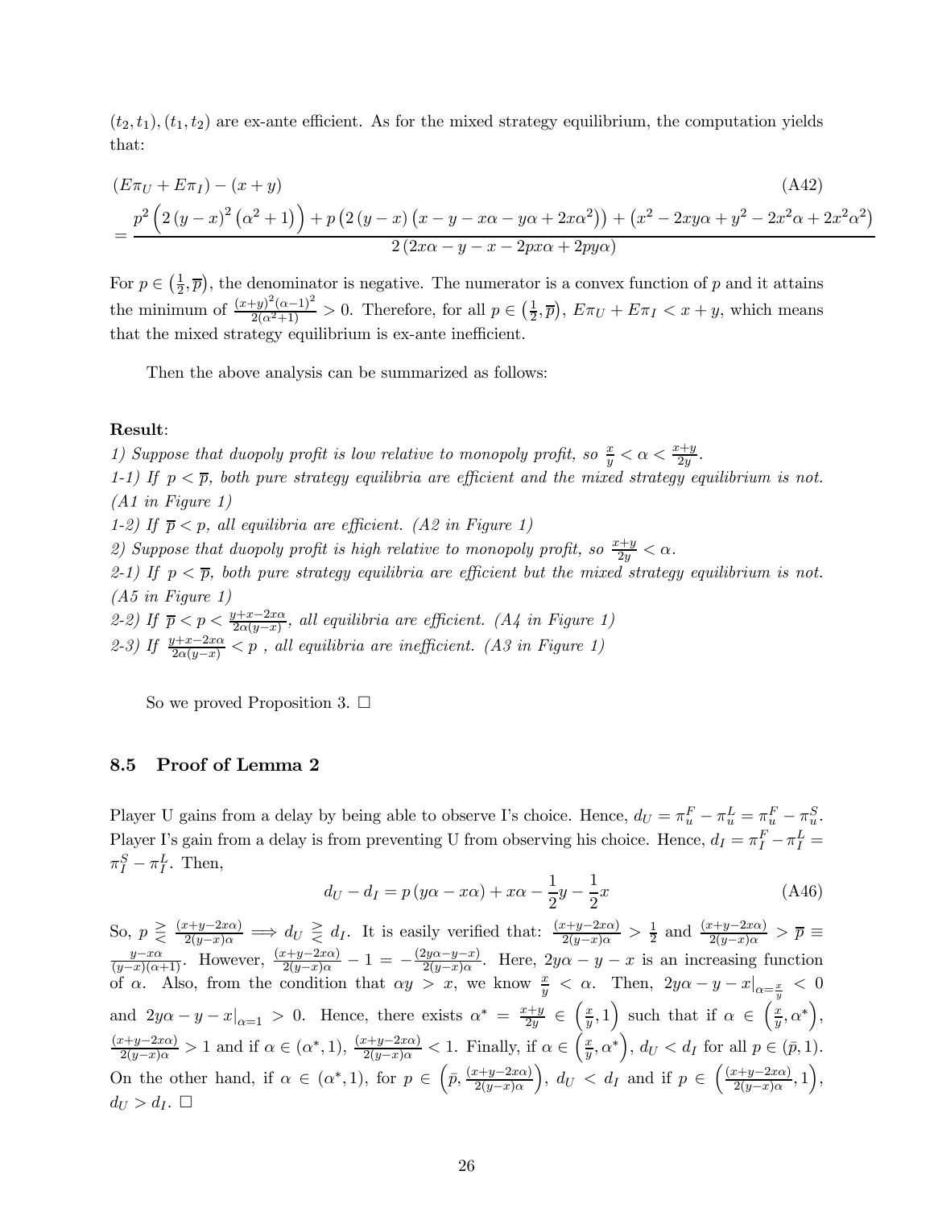$(t_2, t_1), (t_1, t_2)$ are ex-ante efficient. As for the mixed strategy equilibrium, the computation yields that:

$$
\begin{aligned}
&(E\pi_U + E\pi_I) - (x + y) \qquad\qquad\qquad\qquad\qquad\qquad\qquad\qquad\qquad\qquad\qquad\qquad \text{(A42)} \\
&= \frac{p^2\left(2\left(y-x\right)^2\left(\alpha^2+1\right)\right) + p\left(2\left(y-x\right)\left(x - y - x\alpha - y\alpha + 2x\alpha^2\right)\right) + \left(x^2 - 2xy\alpha + y^2 - 2x^2\alpha + 2x^2\alpha^2\right)}{2\left(2x\alpha - y - x - 2px\alpha + 2py\alpha\right)}
\end{aligned}
$$

For $p \in \left(\frac{1}{2}, \overline{p}\right)$, the denominator is negative. The numerator is a convex function of $p$ and it attains the minimum of $\frac{(x+y)^2(\alpha-1)^2}{2(\alpha^2+1)} > 0$. Therefore, for all $p \in \left(\frac{1}{2}, \overline{p}\right)$, $E\pi_U + E\pi_I < x + y$, which means that the mixed strategy equilibrium is ex-ante inefficient.

Then the above analysis can be summarized as follows:

**Result**:
*1) Suppose that duopoly profit is low relative to monopoly profit, so $\frac{x}{y} < \alpha < \frac{x+y}{2y}$.*
*1-1) If $p < \overline{p}$, both pure strategy equilibria are efficient and the mixed strategy equilibrium is not. (A1 in Figure 1)*
*1-2) If $\overline{p} < p$, all equilibria are efficient. (A2 in Figure 1)*
*2) Suppose that duopoly profit is high relative to monopoly profit, so $\frac{x+y}{2y} < \alpha$.*
*2-1) If $p < \overline{p}$, both pure strategy equilibria are efficient but the mixed strategy equilibrium is not. (A5 in Figure 1)*
*2-2) If $\overline{p} < p < \frac{y+x-2x\alpha}{2\alpha(y-x)}$, all equilibria are efficient. (A4 in Figure 1)*
*2-3) If $\frac{y+x-2x\alpha}{2\alpha(y-x)} < p$ , all equilibria are inefficient. (A3 in Figure 1)*

So we proved Proposition 3. $\square$

### 8.5 Proof of Lemma 2

Player U gains from a delay by being able to observe I's choice. Hence, $d_U = \pi_u^F - \pi_u^L = \pi_u^F - \pi_u^S$. Player I's gain from a delay is from preventing U from observing his choice. Hence, $d_I = \pi_I^F - \pi_I^L = \pi_I^S - \pi_I^L$. Then,

$$
d_U - d_I = p\left(y\alpha - x\alpha\right) + x\alpha - \frac{1}{2}y - \frac{1}{2}x \tag{A46}
$$

So, $p \gtreqless \frac{(x+y-2x\alpha)}{2(y-x)\alpha} \implies d_U \gtreqless d_I$. It is easily verified that: $\frac{(x+y-2x\alpha)}{2(y-x)\alpha} > \frac{1}{2}$ and $\frac{(x+y-2x\alpha)}{2(y-x)\alpha} > \overline{p} \equiv \frac{y-x\alpha}{(y-x)(\alpha+1)}$. However, $\frac{(x+y-2x\alpha)}{2(y-x)\alpha} - 1 = -\frac{(2y\alpha-y-x)}{2(y-x)\alpha}$. Here, $2y\alpha - y - x$ is an increasing function of $\alpha$. Also, from the condition that $\alpha y > x$, we know $\frac{x}{y} < \alpha$. Then, $2y\alpha - y - x|_{\alpha=\frac{x}{y}} < 0$ and $2y\alpha - y - x|_{\alpha=1} > 0$. Hence, there exists $\alpha^* = \frac{x+y}{2y} \in \left(\frac{x}{y}, 1\right)$ such that if $\alpha \in \left(\frac{x}{y}, \alpha^*\right)$, $\frac{(x+y-2x\alpha)}{2(y-x)\alpha} > 1$ and if $\alpha \in (\alpha^*, 1)$, $\frac{(x+y-2x\alpha)}{2(y-x)\alpha} < 1$. Finally, if $\alpha \in \left(\frac{x}{y}, \alpha^*\right)$, $d_U < d_I$ for all $p \in (\bar{p}, 1)$. On the other hand, if $\alpha \in (\alpha^*, 1)$, for $p \in \left(\bar{p}, \frac{(x+y-2x\alpha)}{2(y-x)\alpha}\right)$, $d_U < d_I$ and if $p \in \left(\frac{(x+y-2x\alpha)}{2(y-x)\alpha}, 1\right)$, $d_U > d_I$. $\square$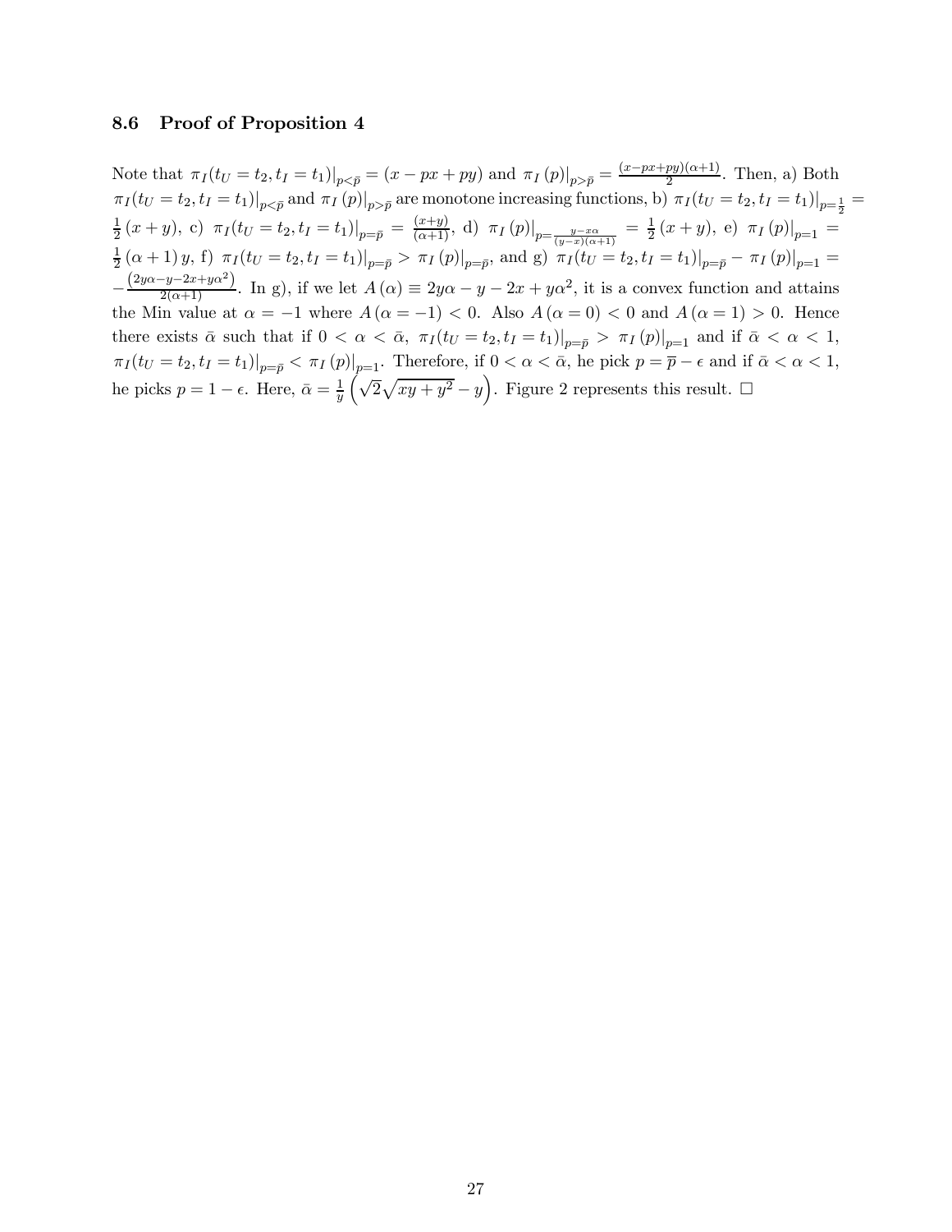### 8.6 Proof of Proposition 4

Note that $\pi_I(t_U = t_2, t_I = t_1)|_{p<\bar{p}} = (x - px + py)$ and $\pi_I(p)|_{p>\bar{p}} = \frac{(x-px+py)(\alpha+1)}{2}$. Then, a) Both $\pi_I(t_U = t_2, t_I = t_1)|_{p<\bar{p}}$ and $\pi_I(p)|_{p>\bar{p}}$ are monotone increasing functions, b) $\pi_I(t_U = t_2, t_I = t_1)|_{p=\frac{1}{2}} = \frac{1}{2}(x+y)$, c) $\pi_I(t_U = t_2, t_I = t_1)|_{p=\bar{p}} = \frac{(x+y)}{(\alpha+1)}$, d) $\pi_I(p)|_{p=\frac{y-x\alpha}{(y-x)(\alpha+1)}} = \frac{1}{2}(x+y)$, e) $\pi_I(p)|_{p=1} = \frac{1}{2}(\alpha+1)y$, f) $\pi_I(t_U = t_2, t_I = t_1)|_{p=\bar{p}} > \pi_I(p)|_{p=\bar{p}}$, and g) $\pi_I(t_U = t_2, t_I = t_1)|_{p=\bar{p}} - \pi_I(p)|_{p=1} = -\frac{(2y\alpha - y - 2x + y\alpha^2)}{2(\alpha+1)}$. In g), if we let $A(\alpha) \equiv 2y\alpha - y - 2x + y\alpha^2$, it is a convex function and attains the Min value at $\alpha = -1$ where $A(\alpha = -1) < 0$. Also $A(\alpha = 0) < 0$ and $A(\alpha = 1) > 0$. Hence there exists $\bar{\alpha}$ such that if $0 < \alpha < \bar{\alpha}$, $\pi_I(t_U = t_2, t_I = t_1)|_{p=\bar{p}} > \pi_I(p)|_{p=1}$ and if $\bar{\alpha} < \alpha < 1$, $\pi_I(t_U = t_2, t_I = t_1)|_{p=\bar{p}} < \pi_I(p)|_{p=1}$. Therefore, if $0 < \alpha < \bar{\alpha}$, he pick $p = \overline{p} - \epsilon$ and if $\bar{\alpha} < \alpha < 1$, he picks $p = 1 - \epsilon$. Here, $\bar{\alpha} = \frac{1}{y}\left(\sqrt{2}\sqrt{xy + y^2} - y\right)$. Figure 2 represents this result. $\square$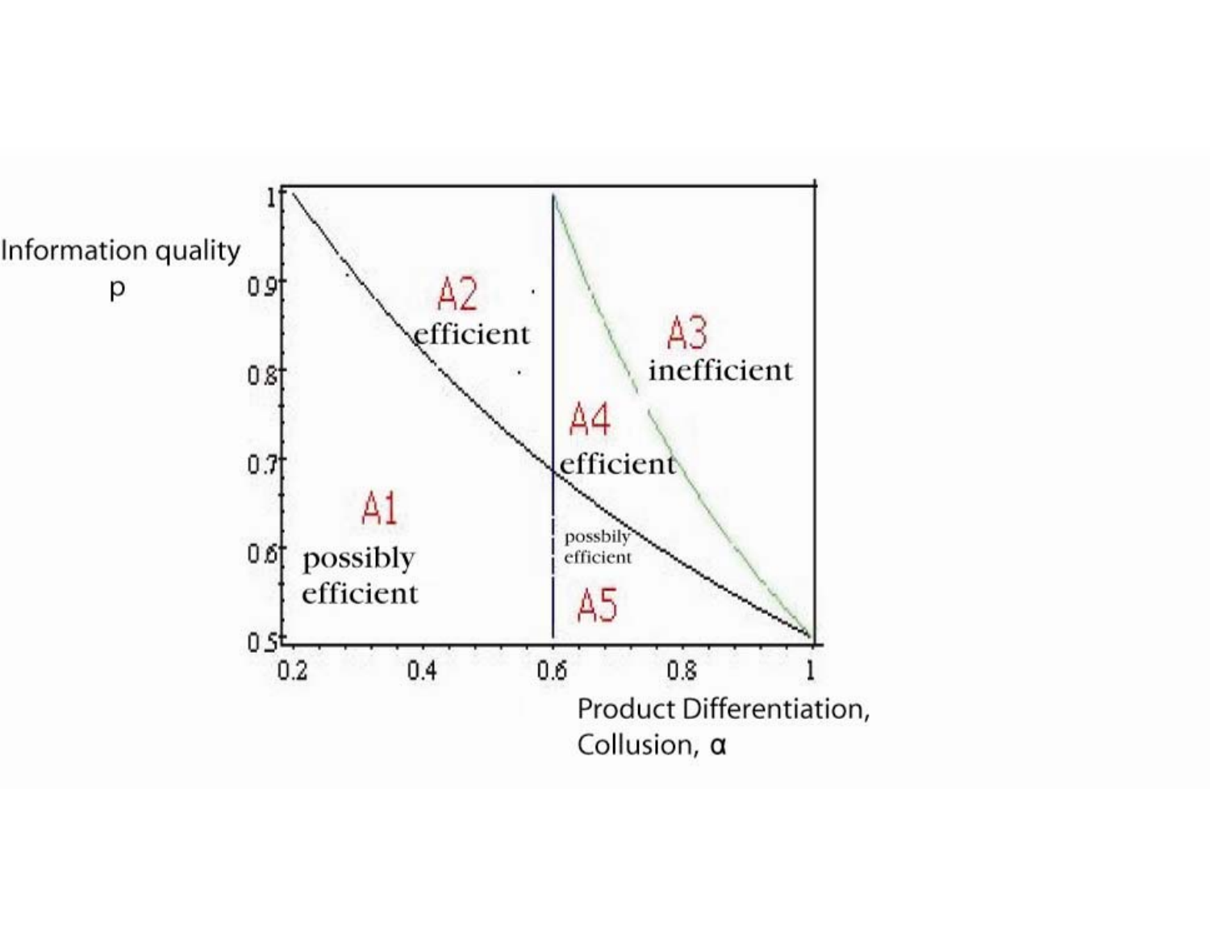Information quality p

A2 efficient

A3 inefficient

A4 efficient

A1 possibly efficient

possbily efficient

A5

Product Differentiation, Collusion, $\alpha$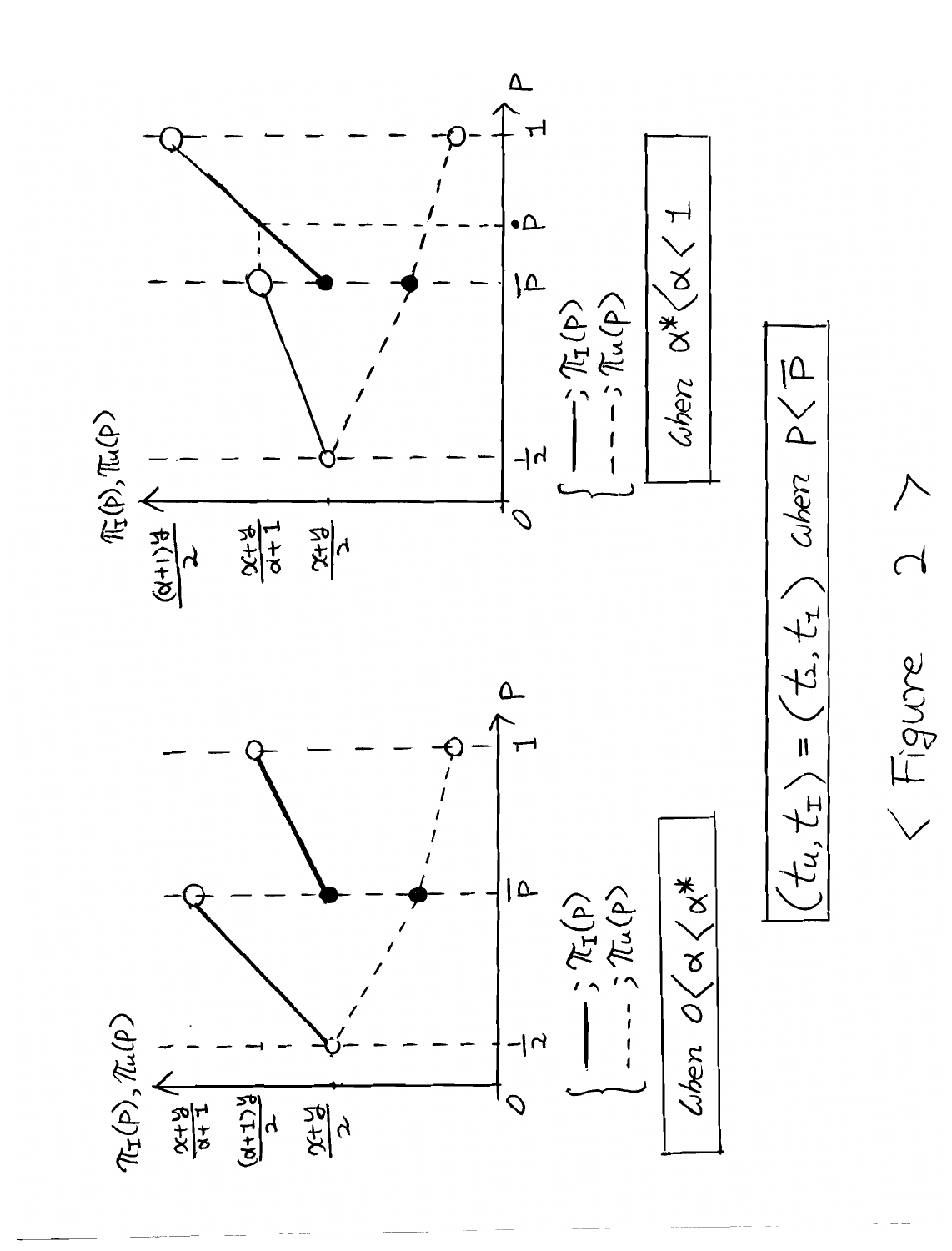$\pi_I(p), \pi_u(p)$

$\frac{x+y}{\alpha+1}$

$\frac{(\alpha+1)y}{2}$

$\frac{x+y}{2}$

$0 \quad \frac{1}{2} \quad \bar{p} \quad 1 \quad p$

$\{$ —— ; $\pi_I(p)$ ; - - - ; $\pi_u(p)$ $\}$

When $0 < \alpha < \alpha^*$

$\pi_I(p), \pi_u(p)$

$\frac{(\alpha+1)y}{2}$

$\frac{x+y}{\alpha+1}$

$\frac{x+y}{2}$

$0 \quad \frac{1}{2} \quad \bar{p} \quad \dot{p} \quad 1 \quad p$

$\{$ —— ; $\pi_I(p)$ ; - - - ; $\pi_u(p)$ $\}$

When $\alpha^* < \alpha < 1$

$(t_u, t_I) = (t_2, t_I)$ when $p < \bar{p}$

< Figure 2 >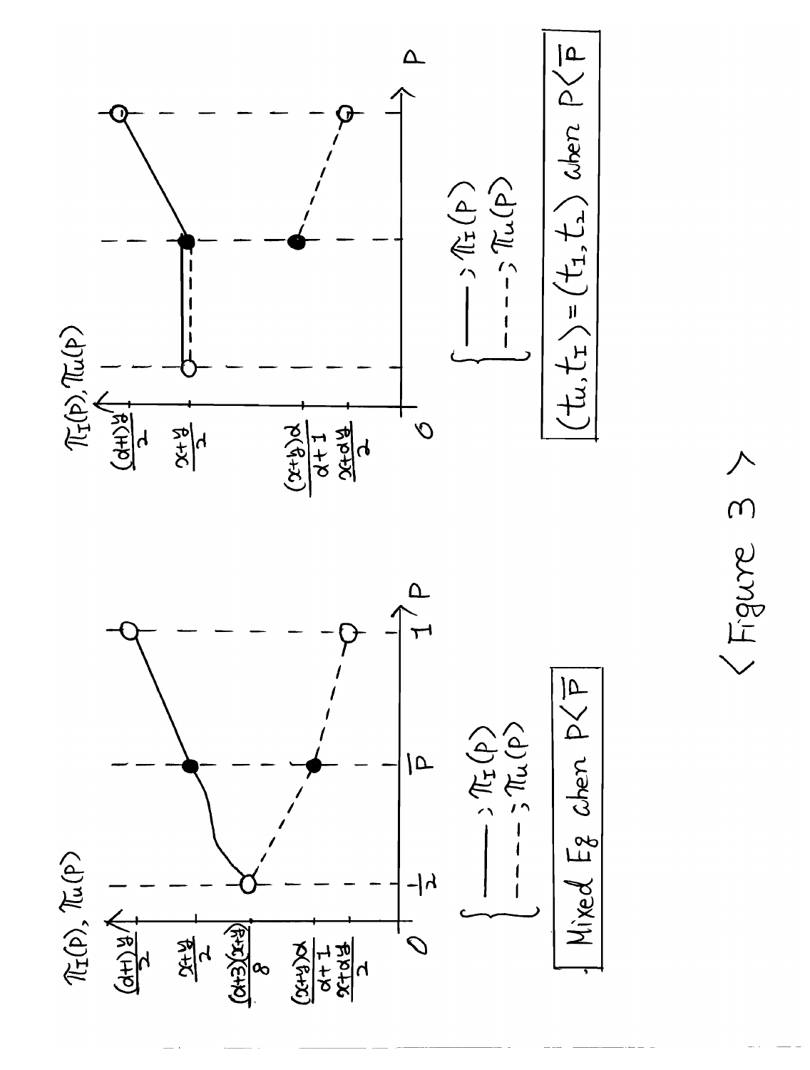$\pi_I(P), \pi_u(P)$

$\frac{(\alpha+1)y}{2}$

$\frac{x+y}{2}$

$\frac{(\alpha+3)(x+y)}{8}$

$\frac{(x+y)\alpha}{\alpha+1}$

$\frac{x+\alpha y}{2}$

$0$ $\frac{1}{2}$ $\bar{P}$ $1$ $P$

—— ; $\pi_I(P)$

- - - ; $\pi_u(P)$

Mixed Eq when $P<\bar{P}$

$\pi_I(P), \pi_u(P)$

$\frac{(\alpha+1)y}{2}$

$\frac{x+y}{2}$

$\frac{(x+y)\alpha}{\alpha+1}$

$\frac{x+\alpha y}{2}$

$0$ $P$

—— ; $\pi_I(P)$

- - - ; $\pi_u(P)$

$(t_u, t_I) = (t_1, t_2)$ when $P<\bar{P}$

⟨Figure 3⟩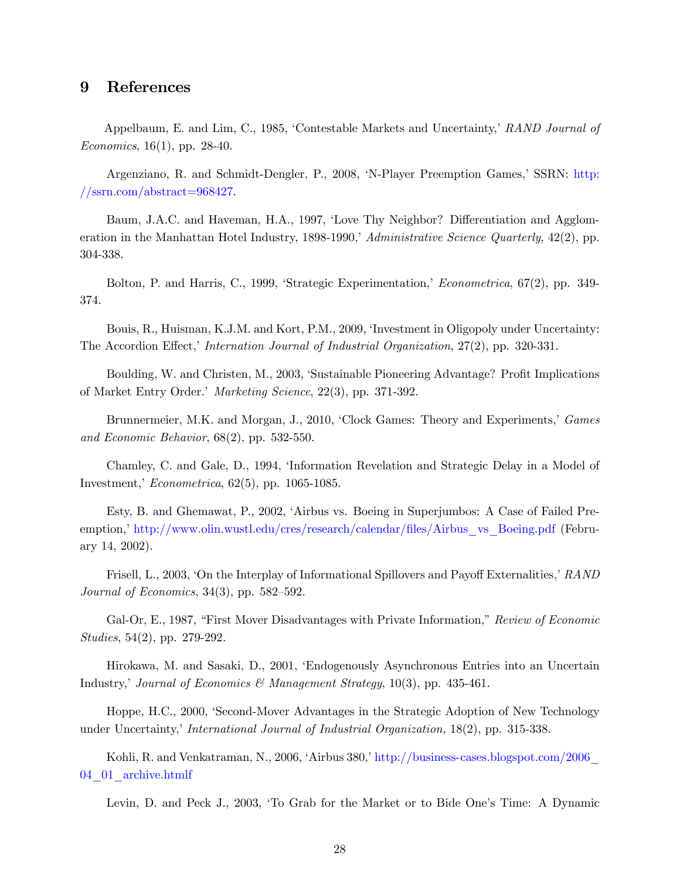## 9 References

Appelbaum, E. and Lim, C., 1985, 'Contestable Markets and Uncertainty,' *RAND Journal of Economics*, 16(1), pp. 28-40.

Argenziano, R. and Schmidt-Dengler, P., 2008, 'N-Player Preemption Games,' SSRN: http://ssrn.com/abstract=968427.

Baum, J.A.C. and Haveman, H.A., 1997, 'Love Thy Neighbor? Differentiation and Agglomeration in the Manhattan Hotel Industry, 1898-1990,' *Administrative Science Quarterly*, 42(2), pp. 304-338.

Bolton, P. and Harris, C., 1999, 'Strategic Experimentation,' *Econometrica*, 67(2), pp. 349-374.

Bouis, R., Huisman, K.J.M. and Kort, P.M., 2009, 'Investment in Oligopoly under Uncertainty: The Accordion Effect,' *Internation Journal of Industrial Organization*, 27(2), pp. 320-331.

Boulding, W. and Christen, M., 2003, 'Sustainable Pioneering Advantage? Profit Implications of Market Entry Order.' *Marketing Science*, 22(3), pp. 371-392.

Brunnermeier, M.K. and Morgan, J., 2010, 'Clock Games: Theory and Experiments,' *Games and Economic Behavior*, 68(2), pp. 532-550.

Chamley, C. and Gale, D., 1994, 'Information Revelation and Strategic Delay in a Model of Investment,' *Econometrica*, 62(5), pp. 1065-1085.

Esty, B. and Ghemawat, P., 2002, 'Airbus vs. Boeing in Superjumbos: A Case of Failed Preemption,' http://www.olin.wustl.edu/cres/research/calendar/files/Airbus_vs_Boeing.pdf (February 14, 2002).

Frisell, L., 2003, 'On the Interplay of Informational Spillovers and Payoff Externalities,' *RAND Journal of Economics*, 34(3), pp. 582–592.

Gal-Or, E., 1987, "First Mover Disadvantages with Private Information," *Review of Economic Studies*, 54(2), pp. 279-292.

Hirokawa, M. and Sasaki, D., 2001, 'Endogenously Asynchronous Entries into an Uncertain Industry,' *Journal of Economics & Management Strategy*, 10(3), pp. 435-461.

Hoppe, H.C., 2000, 'Second-Mover Advantages in the Strategic Adoption of New Technology under Uncertainty,' *International Journal of Industrial Organization,* 18(2), pp. 315-338.

Kohli, R. and Venkatraman, N., 2006, 'Airbus 380,' http://business-cases.blogspot.com/2006_04_01_archive.htmlf

Levin, D. and Peck J., 2003, 'To Grab for the Market or to Bide One's Time: A Dynamic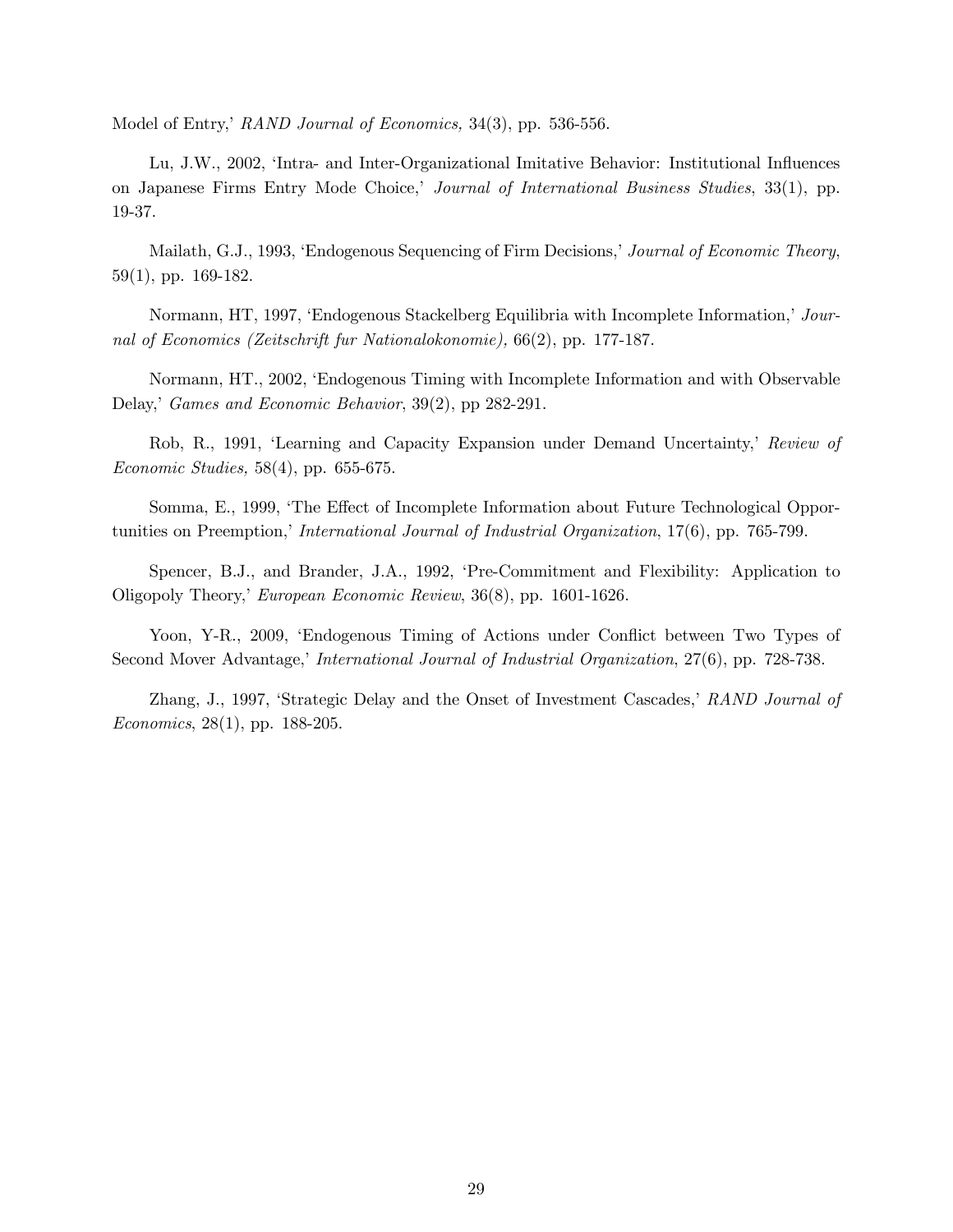Model of Entry,' *RAND Journal of Economics,* 34(3), pp. 536-556.

Lu, J.W., 2002, 'Intra- and Inter-Organizational Imitative Behavior: Institutional Influences on Japanese Firms Entry Mode Choice,' *Journal of International Business Studies*, 33(1), pp. 19-37.

Mailath, G.J., 1993, 'Endogenous Sequencing of Firm Decisions,' *Journal of Economic Theory*, 59(1), pp. 169-182.

Normann, HT, 1997, 'Endogenous Stackelberg Equilibria with Incomplete Information,' *Journal of Economics (Zeitschrift fur Nationalokonomie),* 66(2), pp. 177-187.

Normann, HT., 2002, 'Endogenous Timing with Incomplete Information and with Observable Delay,' *Games and Economic Behavior*, 39(2), pp 282-291.

Rob, R., 1991, 'Learning and Capacity Expansion under Demand Uncertainty,' *Review of Economic Studies,* 58(4), pp. 655-675.

Somma, E., 1999, 'The Effect of Incomplete Information about Future Technological Opportunities on Preemption,' *International Journal of Industrial Organization*, 17(6), pp. 765-799.

Spencer, B.J., and Brander, J.A., 1992, 'Pre-Commitment and Flexibility: Application to Oligopoly Theory,' *European Economic Review*, 36(8), pp. 1601-1626.

Yoon, Y-R., 2009, 'Endogenous Timing of Actions under Conflict between Two Types of Second Mover Advantage,' *International Journal of Industrial Organization*, 27(6), pp. 728-738.

Zhang, J., 1997, 'Strategic Delay and the Onset of Investment Cascades,' *RAND Journal of Economics*, 28(1), pp. 188-205.